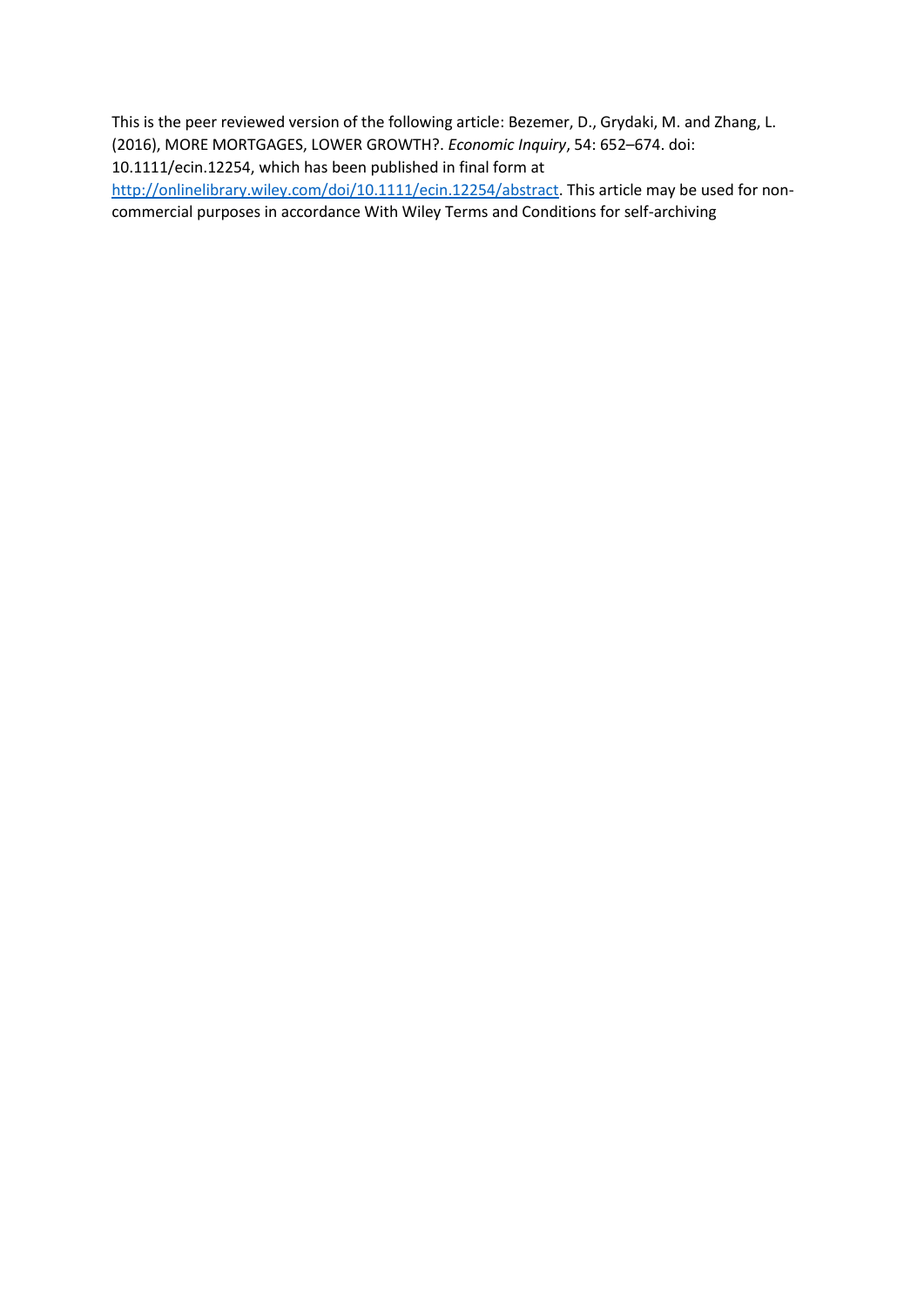This is the peer reviewed version of the following article: Bezemer, D., Grydaki, M. and Zhang, L. (2016), MORE MORTGAGES, LOWER GROWTH?. *Economic Inquiry*, 54: 652–674. doi: 10.1111/ecin.12254, which has been published in final form at [http://onlinelibrary.wiley.com/doi/10.1111/ecin.12254/abstract](http://onlinelibrary.wiley.com/doi/10.1111/ecin.12254/abstract). This article may be used for non-commercial purposes in accordance With Wiley Terms and Conditions for self-archiving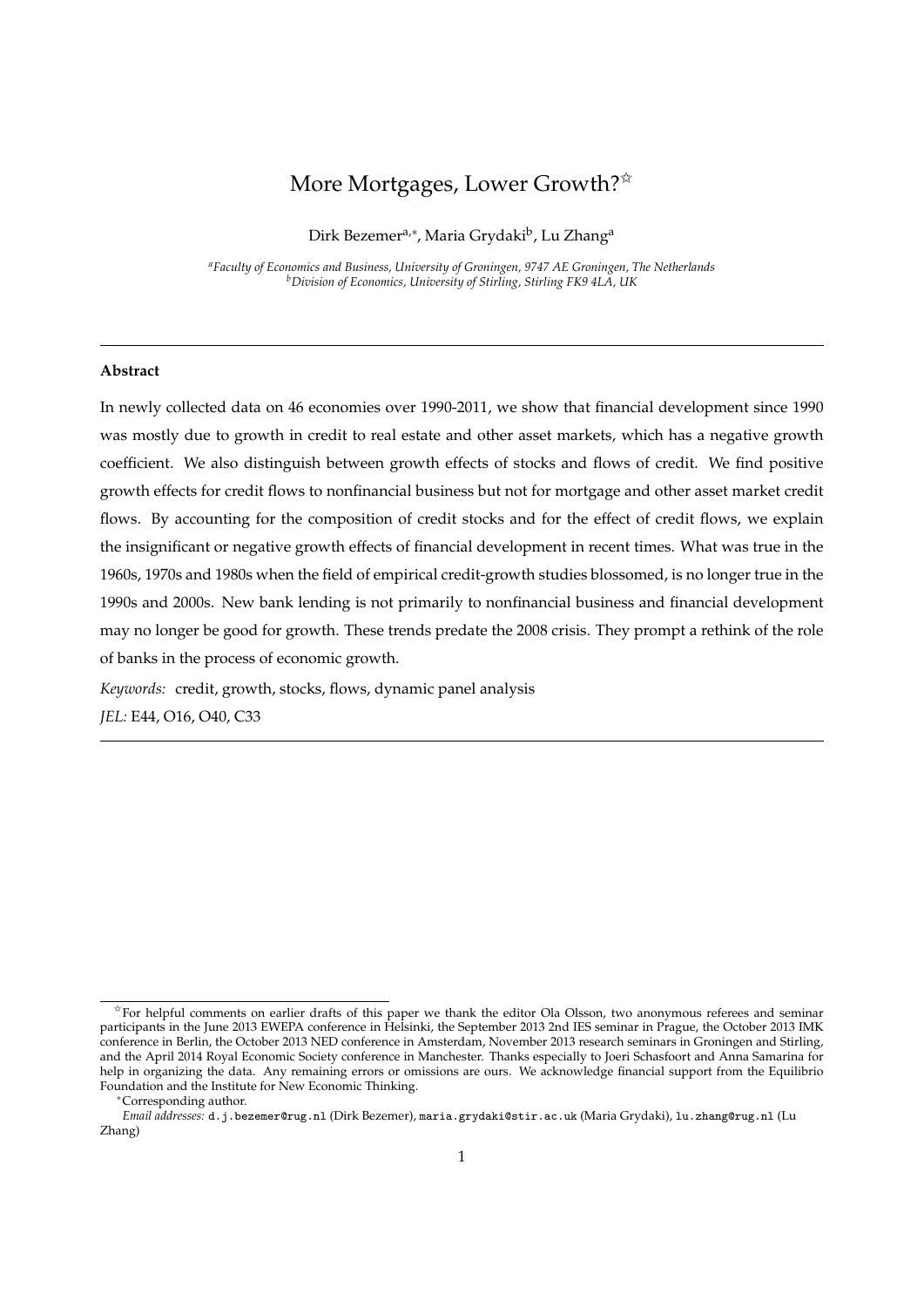# More Mortgages, Lower Growth?[☆]

Dirk Bezemer[a,*], Maria Grydaki[b], Lu Zhang[a]

[a]*Faculty of Economics and Business, University of Groningen, 9747 AE Groningen, The Netherlands*
[b]*Division of Economics, University of Stirling, Stirling FK9 4LA, UK*

---

**Abstract**

In newly collected data on 46 economies over 1990-2011, we show that financial development since 1990 was mostly due to growth in credit to real estate and other asset markets, which has a negative growth coefficient. We also distinguish between growth effects of stocks and flows of credit. We find positive growth effects for credit flows to nonfinancial business but not for mortgage and other asset market credit flows. By accounting for the composition of credit stocks and for the effect of credit flows, we explain the insignificant or negative growth effects of financial development in recent times. What was true in the 1960s, 1970s and 1980s when the field of empirical credit-growth studies blossomed, is no longer true in the 1990s and 2000s. New bank lending is not primarily to nonfinancial business and financial development may no longer be good for growth. These trends predate the 2008 crisis. They prompt a rethink of the role of banks in the process of economic growth.

*Keywords:* credit, growth, stocks, flows, dynamic panel analysis

*JEL:* E44, O16, O40, C33

---

[☆]For helpful comments on earlier drafts of this paper we thank the editor Ola Olsson, two anonymous referees and seminar participants in the June 2013 EWEPA conference in Helsinki, the September 2013 2nd IES seminar in Prague, the October 2013 IMK conference in Berlin, the October 2013 NED conference in Amsterdam, November 2013 research seminars in Groningen and Stirling, and the April 2014 Royal Economic Society conference in Manchester. Thanks especially to Joeri Schasfoort and Anna Samarina for help in organizing the data. Any remaining errors or omissions are ours. We acknowledge financial support from the Equilibrio Foundation and the Institute for New Economic Thinking.

[*]Corresponding author.

*Email addresses:* d.j.bezemer@rug.nl (Dirk Bezemer), maria.grydaki@stir.ac.uk (Maria Grydaki), lu.zhang@rug.nl (Lu Zhang)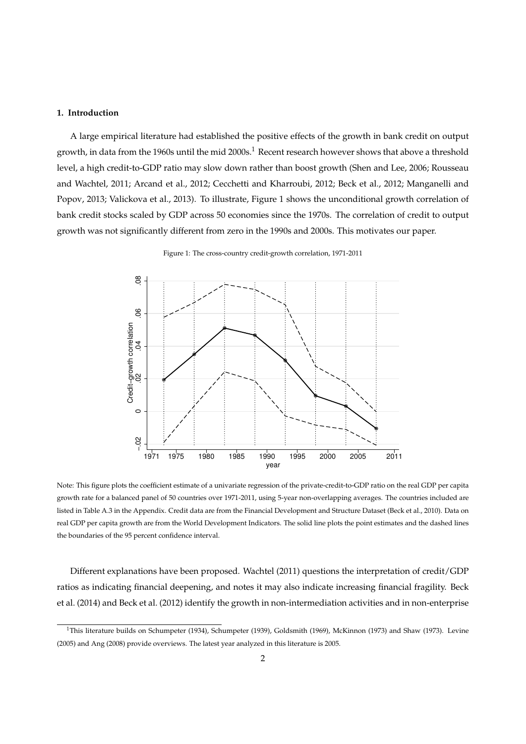## 1. Introduction

A large empirical literature had established the positive effects of the growth in bank credit on output growth, in data from the 1960s until the mid 2000s.[1] Recent research however shows that above a threshold level, a high credit-to-GDP ratio may slow down rather than boost growth (Shen and Lee, 2006; Rousseau and Wachtel, 2011; Arcand et al., 2012; Cecchetti and Kharroubi, 2012; Beck et al., 2012; Manganelli and Popov, 2013; Valickova et al., 2013). To illustrate, Figure 1 shows the unconditional growth correlation of bank credit stocks scaled by GDP across 50 economies since the 1970s. The correlation of credit to output growth was not significantly different from zero in the 1990s and 2000s. This motivates our paper.

Figure 1: The cross-country credit-growth correlation, 1971-2011

Note: This figure plots the coefficient estimate of a univariate regression of the private-credit-to-GDP ratio on the real GDP per capita growth rate for a balanced panel of 50 countries over 1971-2011, using 5-year non-overlapping averages. The countries included are listed in Table A.3 in the Appendix. Credit data are from the Financial Development and Structure Dataset (Beck et al., 2010). Data on real GDP per capita growth are from the World Development Indicators. The solid line plots the point estimates and the dashed lines the boundaries of the 95 percent confidence interval.

Different explanations have been proposed. Wachtel (2011) questions the interpretation of credit/GDP ratios as indicating financial deepening, and notes it may also indicate increasing financial fragility. Beck et al. (2014) and Beck et al. (2012) identify the growth in non-intermediation activities and in non-enterprise

[1] This literature builds on Schumpeter (1934), Schumpeter (1939), Goldsmith (1969), McKinnon (1973) and Shaw (1973). Levine (2005) and Ang (2008) provide overviews. The latest year analyzed in this literature is 2005.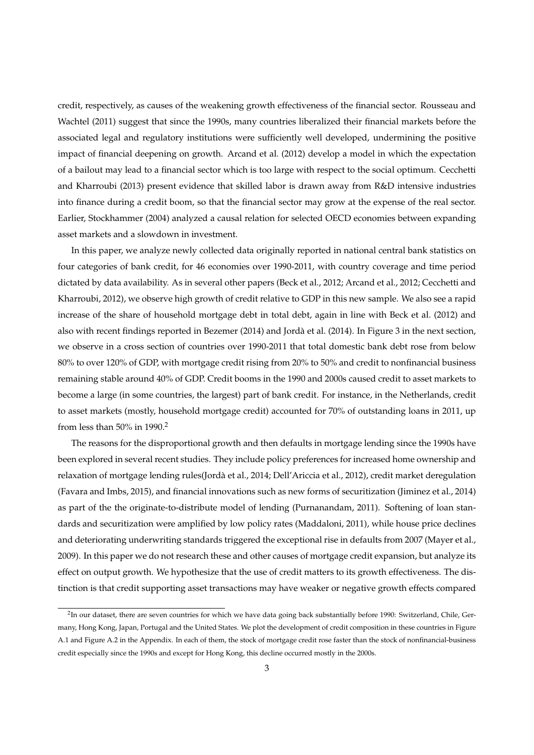credit, respectively, as causes of the weakening growth effectiveness of the financial sector. Rousseau and Wachtel (2011) suggest that since the 1990s, many countries liberalized their financial markets before the associated legal and regulatory institutions were sufficiently well developed, undermining the positive impact of financial deepening on growth. Arcand et al. (2012) develop a model in which the expectation of a bailout may lead to a financial sector which is too large with respect to the social optimum. Cecchetti and Kharroubi (2013) present evidence that skilled labor is drawn away from R&D intensive industries into finance during a credit boom, so that the financial sector may grow at the expense of the real sector. Earlier, Stockhammer (2004) analyzed a causal relation for selected OECD economies between expanding asset markets and a slowdown in investment.

In this paper, we analyze newly collected data originally reported in national central bank statistics on four categories of bank credit, for 46 economies over 1990-2011, with country coverage and time period dictated by data availability. As in several other papers (Beck et al., 2012; Arcand et al., 2012; Cecchetti and Kharroubi, 2012), we observe high growth of credit relative to GDP in this new sample. We also see a rapid increase of the share of household mortgage debt in total debt, again in line with Beck et al. (2012) and also with recent findings reported in Bezemer (2014) and Jordà et al. (2014). In Figure 3 in the next section, we observe in a cross section of countries over 1990-2011 that total domestic bank debt rose from below 80% to over 120% of GDP, with mortgage credit rising from 20% to 50% and credit to nonfinancial business remaining stable around 40% of GDP. Credit booms in the 1990 and 2000s caused credit to asset markets to become a large (in some countries, the largest) part of bank credit. For instance, in the Netherlands, credit to asset markets (mostly, household mortgage credit) accounted for 70% of outstanding loans in 2011, up from less than 50% in 1990.[2]

The reasons for the disproportional growth and then defaults in mortgage lending since the 1990s have been explored in several recent studies. They include policy preferences for increased home ownership and relaxation of mortgage lending rules(Jordà et al., 2014; Dell'Ariccia et al., 2012), credit market deregulation (Favara and Imbs, 2015), and financial innovations such as new forms of securitization (Jiminez et al., 2014) as part of the the originate-to-distribute model of lending (Purnanandam, 2011). Softening of loan standards and securitization were amplified by low policy rates (Maddaloni, 2011), while house price declines and deteriorating underwriting standards triggered the exceptional rise in defaults from 2007 (Mayer et al., 2009). In this paper we do not research these and other causes of mortgage credit expansion, but analyze its effect on output growth. We hypothesize that the use of credit matters to its growth effectiveness. The distinction is that credit supporting asset transactions may have weaker or negative growth effects compared

[2] In our dataset, there are seven countries for which we have data going back substantially before 1990: Switzerland, Chile, Germany, Hong Kong, Japan, Portugal and the United States. We plot the development of credit composition in these countries in Figure A.1 and Figure A.2 in the Appendix. In each of them, the stock of mortgage credit rose faster than the stock of nonfinancial-business credit especially since the 1990s and except for Hong Kong, this decline occurred mostly in the 2000s.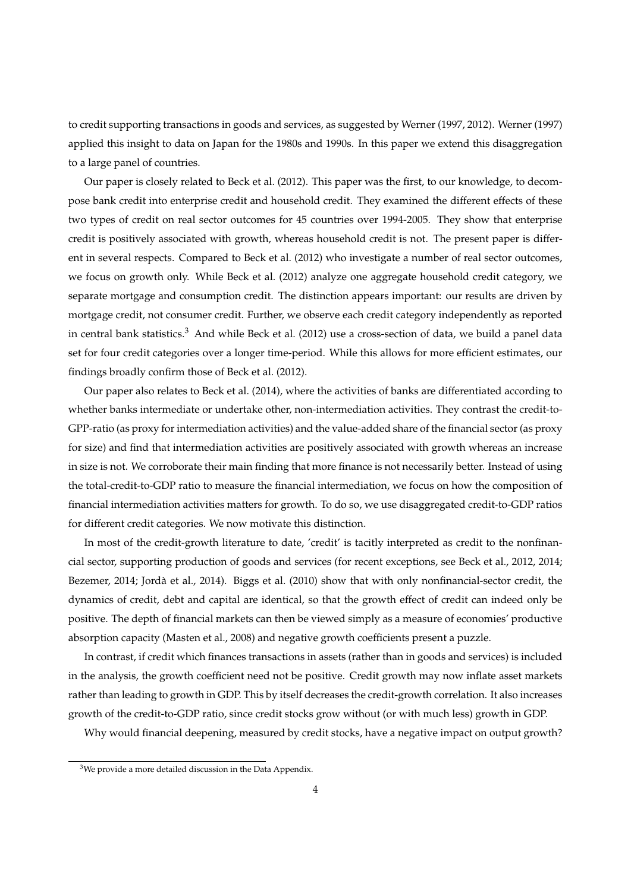to credit supporting transactions in goods and services, as suggested by Werner (1997, 2012). Werner (1997) applied this insight to data on Japan for the 1980s and 1990s. In this paper we extend this disaggregation to a large panel of countries.

Our paper is closely related to Beck et al. (2012). This paper was the first, to our knowledge, to decompose bank credit into enterprise credit and household credit. They examined the different effects of these two types of credit on real sector outcomes for 45 countries over 1994-2005. They show that enterprise credit is positively associated with growth, whereas household credit is not. The present paper is different in several respects. Compared to Beck et al. (2012) who investigate a number of real sector outcomes, we focus on growth only. While Beck et al. (2012) analyze one aggregate household credit category, we separate mortgage and consumption credit. The distinction appears important: our results are driven by mortgage credit, not consumer credit. Further, we observe each credit category independently as reported in central bank statistics.[3] And while Beck et al. (2012) use a cross-section of data, we build a panel data set for four credit categories over a longer time-period. While this allows for more efficient estimates, our findings broadly confirm those of Beck et al. (2012).

Our paper also relates to Beck et al. (2014), where the activities of banks are differentiated according to whether banks intermediate or undertake other, non-intermediation activities. They contrast the credit-to-GPP-ratio (as proxy for intermediation activities) and the value-added share of the financial sector (as proxy for size) and find that intermediation activities are positively associated with growth whereas an increase in size is not. We corroborate their main finding that more finance is not necessarily better. Instead of using the total-credit-to-GDP ratio to measure the financial intermediation, we focus on how the composition of financial intermediation activities matters for growth. To do so, we use disaggregated credit-to-GDP ratios for different credit categories. We now motivate this distinction.

In most of the credit-growth literature to date, 'credit' is tacitly interpreted as credit to the nonfinancial sector, supporting production of goods and services (for recent exceptions, see Beck et al., 2012, 2014; Bezemer, 2014; Jordà et al., 2014). Biggs et al. (2010) show that with only nonfinancial-sector credit, the dynamics of credit, debt and capital are identical, so that the growth effect of credit can indeed only be positive. The depth of financial markets can then be viewed simply as a measure of economies' productive absorption capacity (Masten et al., 2008) and negative growth coefficients present a puzzle.

In contrast, if credit which finances transactions in assets (rather than in goods and services) is included in the analysis, the growth coefficient need not be positive. Credit growth may now inflate asset markets rather than leading to growth in GDP. This by itself decreases the credit-growth correlation. It also increases growth of the credit-to-GDP ratio, since credit stocks grow without (or with much less) growth in GDP.

Why would financial deepening, measured by credit stocks, have a negative impact on output growth?

[3] We provide a more detailed discussion in the Data Appendix.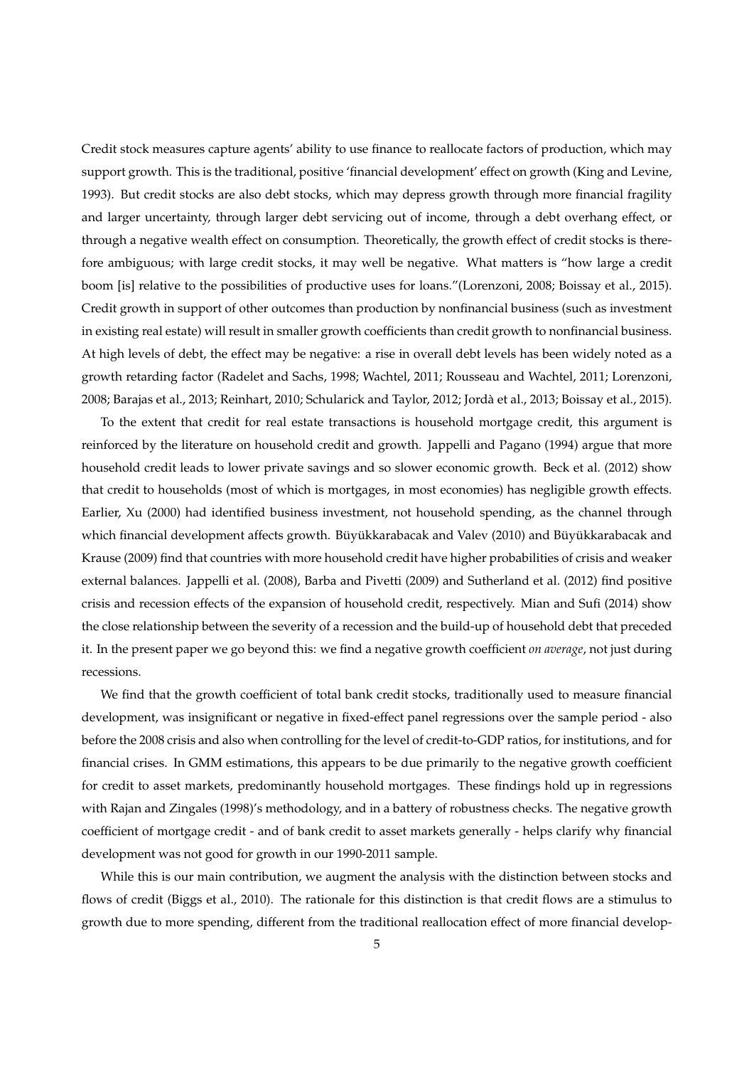Credit stock measures capture agents' ability to use finance to reallocate factors of production, which may support growth. This is the traditional, positive 'financial development' effect on growth (King and Levine, 1993). But credit stocks are also debt stocks, which may depress growth through more financial fragility and larger uncertainty, through larger debt servicing out of income, through a debt overhang effect, or through a negative wealth effect on consumption. Theoretically, the growth effect of credit stocks is therefore ambiguous; with large credit stocks, it may well be negative. What matters is "how large a credit boom [is] relative to the possibilities of productive uses for loans."(Lorenzoni, 2008; Boissay et al., 2015). Credit growth in support of other outcomes than production by nonfinancial business (such as investment in existing real estate) will result in smaller growth coefficients than credit growth to nonfinancial business. At high levels of debt, the effect may be negative: a rise in overall debt levels has been widely noted as a growth retarding factor (Radelet and Sachs, 1998; Wachtel, 2011; Rousseau and Wachtel, 2011; Lorenzoni, 2008; Barajas et al., 2013; Reinhart, 2010; Schularick and Taylor, 2012; Jordà et al., 2013; Boissay et al., 2015).

To the extent that credit for real estate transactions is household mortgage credit, this argument is reinforced by the literature on household credit and growth. Jappelli and Pagano (1994) argue that more household credit leads to lower private savings and so slower economic growth. Beck et al. (2012) show that credit to households (most of which is mortgages, in most economies) has negligible growth effects. Earlier, Xu (2000) had identified business investment, not household spending, as the channel through which financial development affects growth. Büyükkarabacak and Valev (2010) and Büyükkarabacak and Krause (2009) find that countries with more household credit have higher probabilities of crisis and weaker external balances. Jappelli et al. (2008), Barba and Pivetti (2009) and Sutherland et al. (2012) find positive crisis and recession effects of the expansion of household credit, respectively. Mian and Sufi (2014) show the close relationship between the severity of a recession and the build-up of household debt that preceded it. In the present paper we go beyond this: we find a negative growth coefficient *on average*, not just during recessions.

We find that the growth coefficient of total bank credit stocks, traditionally used to measure financial development, was insignificant or negative in fixed-effect panel regressions over the sample period - also before the 2008 crisis and also when controlling for the level of credit-to-GDP ratios, for institutions, and for financial crises. In GMM estimations, this appears to be due primarily to the negative growth coefficient for credit to asset markets, predominantly household mortgages. These findings hold up in regressions with Rajan and Zingales (1998)'s methodology, and in a battery of robustness checks. The negative growth coefficient of mortgage credit - and of bank credit to asset markets generally - helps clarify why financial development was not good for growth in our 1990-2011 sample.

While this is our main contribution, we augment the analysis with the distinction between stocks and flows of credit (Biggs et al., 2010). The rationale for this distinction is that credit flows are a stimulus to growth due to more spending, different from the traditional reallocation effect of more financial develop-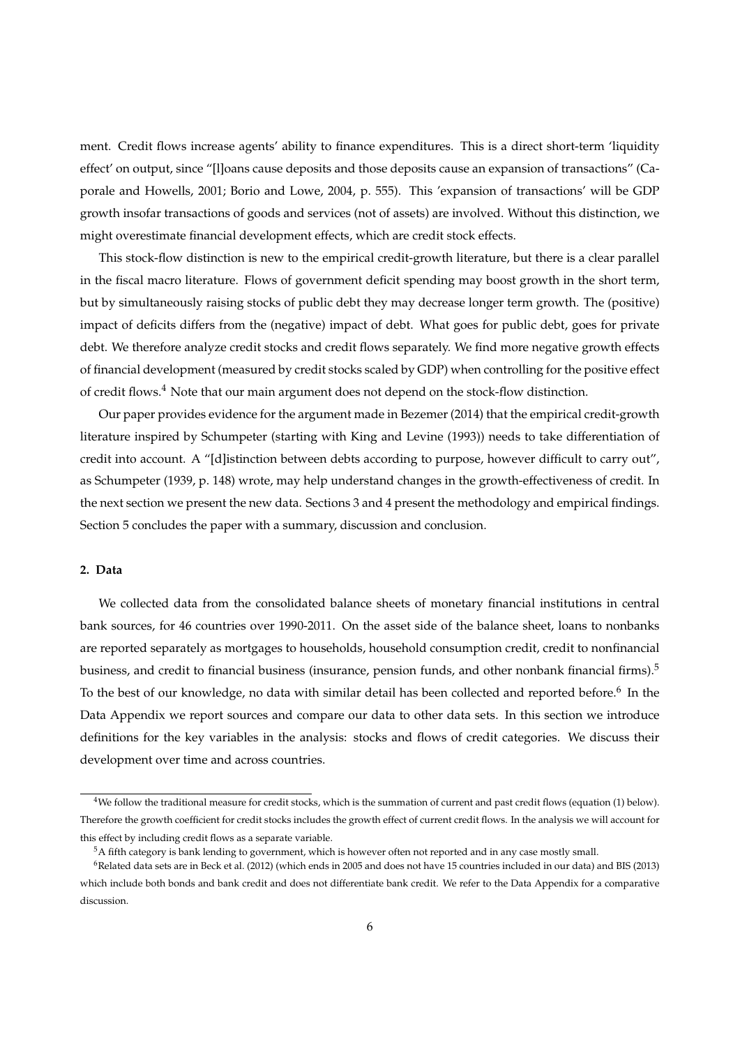ment. Credit flows increase agents' ability to finance expenditures. This is a direct short-term 'liquidity effect' on output, since "[l]oans cause deposits and those deposits cause an expansion of transactions" (Caporale and Howells, 2001; Borio and Lowe, 2004, p. 555). This 'expansion of transactions' will be GDP growth insofar transactions of goods and services (not of assets) are involved. Without this distinction, we might overestimate financial development effects, which are credit stock effects.

This stock-flow distinction is new to the empirical credit-growth literature, but there is a clear parallel in the fiscal macro literature. Flows of government deficit spending may boost growth in the short term, but by simultaneously raising stocks of public debt they may decrease longer term growth. The (positive) impact of deficits differs from the (negative) impact of debt. What goes for public debt, goes for private debt. We therefore analyze credit stocks and credit flows separately. We find more negative growth effects of financial development (measured by credit stocks scaled by GDP) when controlling for the positive effect of credit flows.[4] Note that our main argument does not depend on the stock-flow distinction.

Our paper provides evidence for the argument made in Bezemer (2014) that the empirical credit-growth literature inspired by Schumpeter (starting with King and Levine (1993)) needs to take differentiation of credit into account. A "[d]istinction between debts according to purpose, however difficult to carry out", as Schumpeter (1939, p. 148) wrote, may help understand changes in the growth-effectiveness of credit. In the next section we present the new data. Sections 3 and 4 present the methodology and empirical findings. Section 5 concludes the paper with a summary, discussion and conclusion.

## 2. Data

We collected data from the consolidated balance sheets of monetary financial institutions in central bank sources, for 46 countries over 1990-2011. On the asset side of the balance sheet, loans to nonbanks are reported separately as mortgages to households, household consumption credit, credit to nonfinancial business, and credit to financial business (insurance, pension funds, and other nonbank financial firms).[5] To the best of our knowledge, no data with similar detail has been collected and reported before.[6] In the Data Appendix we report sources and compare our data to other data sets. In this section we introduce definitions for the key variables in the analysis: stocks and flows of credit categories. We discuss their development over time and across countries.

[4] We follow the traditional measure for credit stocks, which is the summation of current and past credit flows (equation (1) below). Therefore the growth coefficient for credit stocks includes the growth effect of current credit flows. In the analysis we will account for this effect by including credit flows as a separate variable.

[5] A fifth category is bank lending to government, which is however often not reported and in any case mostly small.

[6] Related data sets are in Beck et al. (2012) (which ends in 2005 and does not have 15 countries included in our data) and BIS (2013) which include both bonds and bank credit and does not differentiate bank credit. We refer to the Data Appendix for a comparative discussion.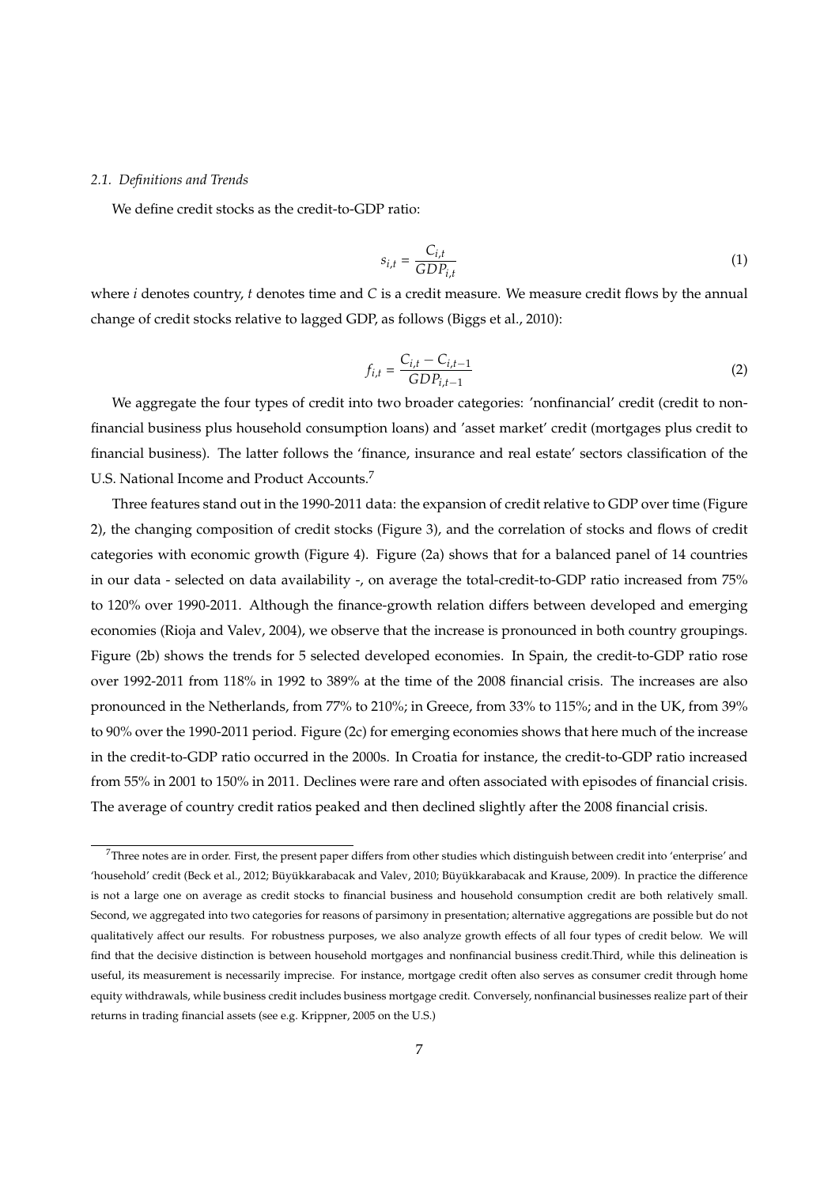### 2.1. *Definitions and Trends*

We define credit stocks as the credit-to-GDP ratio:

$$s_{i,t} = \frac{C_{i,t}}{GDP_{i,t}} \tag{1}$$

where $i$ denotes country, $t$ denotes time and $C$ is a credit measure. We measure credit flows by the annual change of credit stocks relative to lagged GDP, as follows (Biggs et al., 2010):

$$f_{i,t} = \frac{C_{i,t} - C_{i,t-1}}{GDP_{i,t-1}} \tag{2}$$

We aggregate the four types of credit into two broader categories: 'nonfinancial' credit (credit to nonfinancial business plus household consumption loans) and 'asset market' credit (mortgages plus credit to financial business). The latter follows the 'finance, insurance and real estate' sectors classification of the U.S. National Income and Product Accounts.[7]

Three features stand out in the 1990-2011 data: the expansion of credit relative to GDP over time (Figure 2), the changing composition of credit stocks (Figure 3), and the correlation of stocks and flows of credit categories with economic growth (Figure 4). Figure (2a) shows that for a balanced panel of 14 countries in our data - selected on data availability -, on average the total-credit-to-GDP ratio increased from 75% to 120% over 1990-2011. Although the finance-growth relation differs between developed and emerging economies (Rioja and Valev, 2004), we observe that the increase is pronounced in both country groupings. Figure (2b) shows the trends for 5 selected developed economies. In Spain, the credit-to-GDP ratio rose over 1992-2011 from 118% in 1992 to 389% at the time of the 2008 financial crisis. The increases are also pronounced in the Netherlands, from 77% to 210%; in Greece, from 33% to 115%; and in the UK, from 39% to 90% over the 1990-2011 period. Figure (2c) for emerging economies shows that here much of the increase in the credit-to-GDP ratio occurred in the 2000s. In Croatia for instance, the credit-to-GDP ratio increased from 55% in 2001 to 150% in 2011. Declines were rare and often associated with episodes of financial crisis. The average of country credit ratios peaked and then declined slightly after the 2008 financial crisis.

---

[7] Three notes are in order. First, the present paper differs from other studies which distinguish between credit into 'enterprise' and 'household' credit (Beck et al., 2012; Büyükkarabacak and Valev, 2010; Büyükkarabacak and Krause, 2009). In practice the difference is not a large one on average as credit stocks to financial business and household consumption credit are both relatively small. Second, we aggregated into two categories for reasons of parsimony in presentation; alternative aggregations are possible but do not qualitatively affect our results. For robustness purposes, we also analyze growth effects of all four types of credit below. We will find that the decisive distinction is between household mortgages and nonfinancial business credit.Third, while this delineation is useful, its measurement is necessarily imprecise. For instance, mortgage credit often also serves as consumer credit through home equity withdrawals, while business credit includes business mortgage credit. Conversely, nonfinancial businesses realize part of their returns in trading financial assets (see e.g. Krippner, 2005 on the U.S.)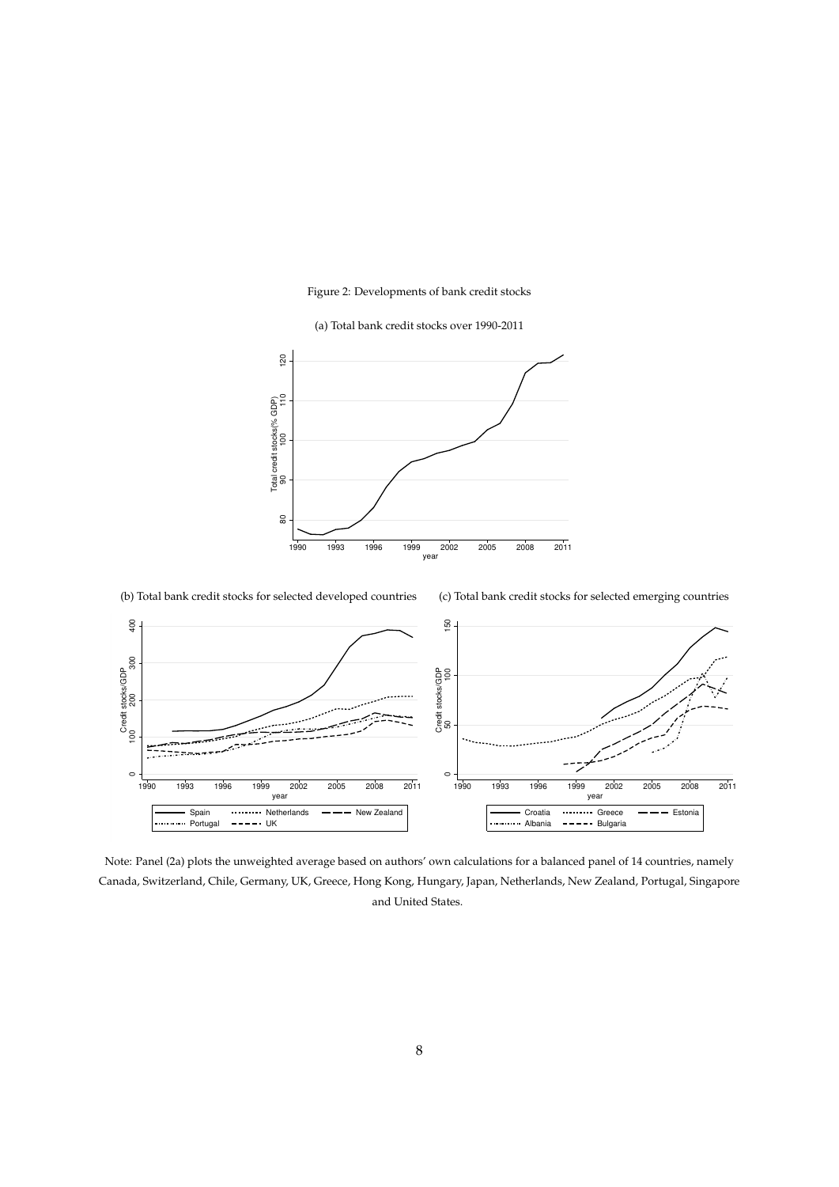Figure 2: Developments of bank credit stocks

(a) Total bank credit stocks over 1990-2011

(b) Total bank credit stocks for selected developed countries

(c) Total bank credit stocks for selected emerging countries

Note: Panel (2a) plots the unweighted average based on authors' own calculations for a balanced panel of 14 countries, namely Canada, Switzerland, Chile, Germany, UK, Greece, Hong Kong, Hungary, Japan, Netherlands, New Zealand, Portugal, Singapore and United States.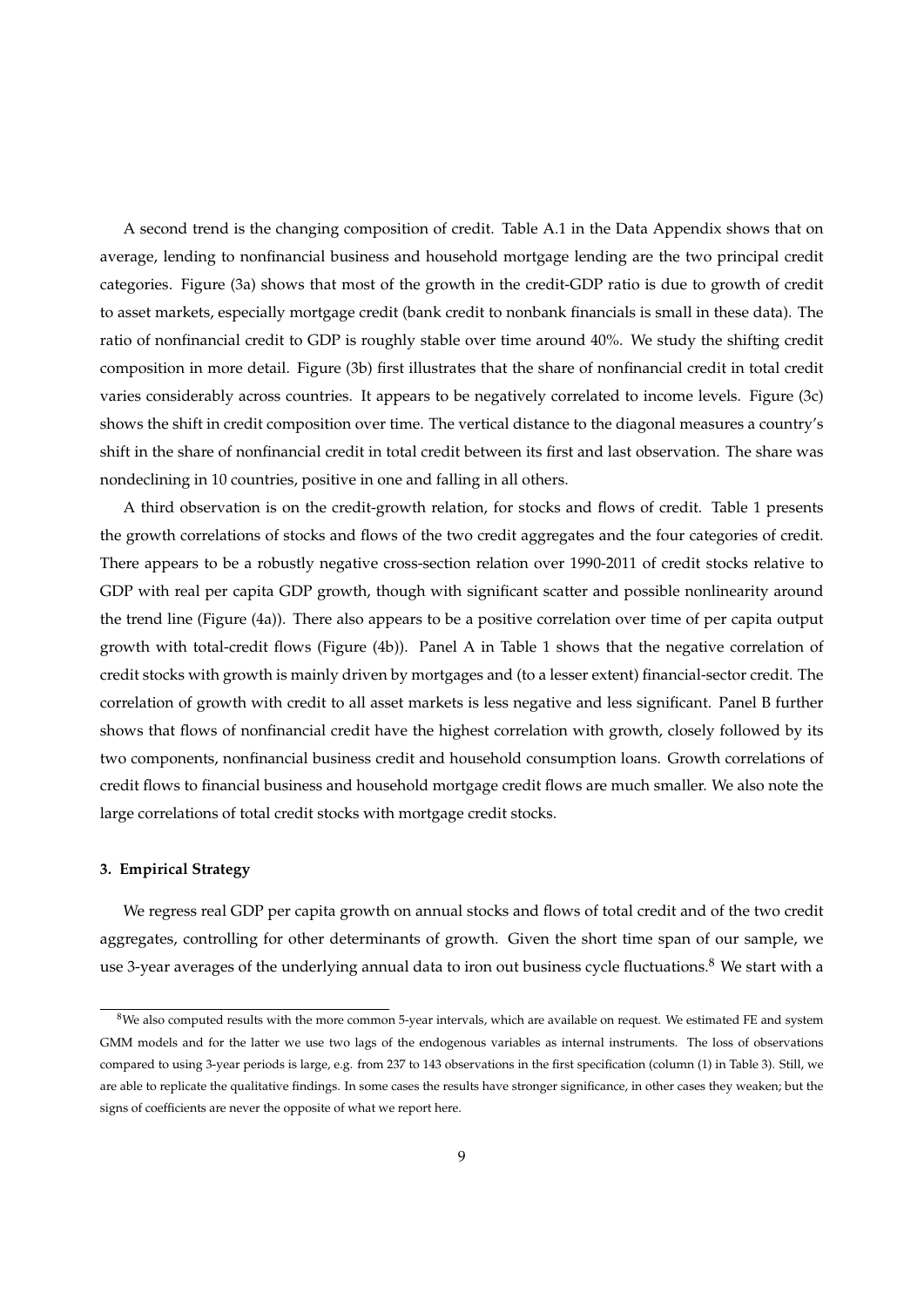A second trend is the changing composition of credit. Table A.1 in the Data Appendix shows that on average, lending to nonfinancial business and household mortgage lending are the two principal credit categories. Figure (3a) shows that most of the growth in the credit-GDP ratio is due to growth of credit to asset markets, especially mortgage credit (bank credit to nonbank financials is small in these data). The ratio of nonfinancial credit to GDP is roughly stable over time around 40%. We study the shifting credit composition in more detail. Figure (3b) first illustrates that the share of nonfinancial credit in total credit varies considerably across countries. It appears to be negatively correlated to income levels. Figure (3c) shows the shift in credit composition over time. The vertical distance to the diagonal measures a country's shift in the share of nonfinancial credit in total credit between its first and last observation. The share was nondeclining in 10 countries, positive in one and falling in all others.

A third observation is on the credit-growth relation, for stocks and flows of credit. Table 1 presents the growth correlations of stocks and flows of the two credit aggregates and the four categories of credit. There appears to be a robustly negative cross-section relation over 1990-2011 of credit stocks relative to GDP with real per capita GDP growth, though with significant scatter and possible nonlinearity around the trend line (Figure (4a)). There also appears to be a positive correlation over time of per capita output growth with total-credit flows (Figure (4b)). Panel A in Table 1 shows that the negative correlation of credit stocks with growth is mainly driven by mortgages and (to a lesser extent) financial-sector credit. The correlation of growth with credit to all asset markets is less negative and less significant. Panel B further shows that flows of nonfinancial credit have the highest correlation with growth, closely followed by its two components, nonfinancial business credit and household consumption loans. Growth correlations of credit flows to financial business and household mortgage credit flows are much smaller. We also note the large correlations of total credit stocks with mortgage credit stocks.

### 3. Empirical Strategy

We regress real GDP per capita growth on annual stocks and flows of total credit and of the two credit aggregates, controlling for other determinants of growth. Given the short time span of our sample, we use 3-year averages of the underlying annual data to iron out business cycle fluctuations.[8] We start with a

[8] We also computed results with the more common 5-year intervals, which are available on request. We estimated FE and system GMM models and for the latter we use two lags of the endogenous variables as internal instruments. The loss of observations compared to using 3-year periods is large, e.g. from 237 to 143 observations in the first specification (column (1) in Table 3). Still, we are able to replicate the qualitative findings. In some cases the results have stronger significance, in other cases they weaken; but the signs of coefficients are never the opposite of what we report here.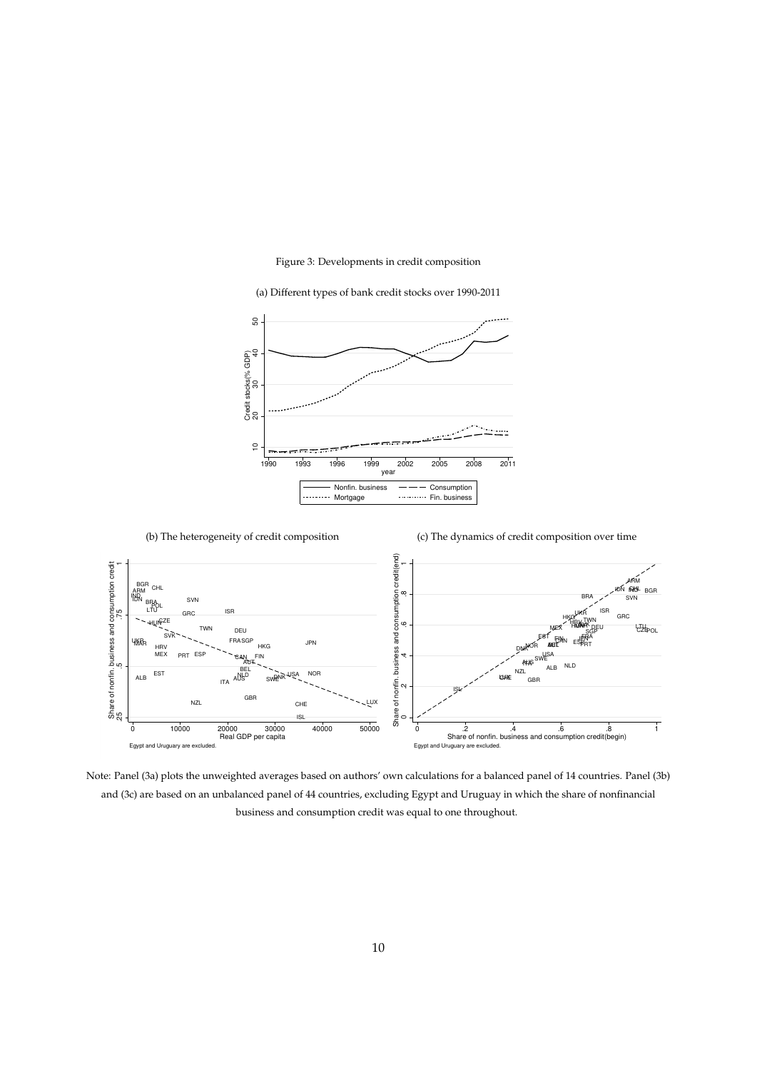Figure 3: Developments in credit composition

(a) Different types of bank credit stocks over 1990-2011

(b) The heterogeneity of credit composition

(c) The dynamics of credit composition over time

Note: Panel (3a) plots the unweighted averages based on authors' own calculations for a balanced panel of 14 countries. Panel (3b) and (3c) are based on an unbalanced panel of 44 countries, excluding Egypt and Uruguay in which the share of nonfinancial business and consumption credit was equal to one throughout.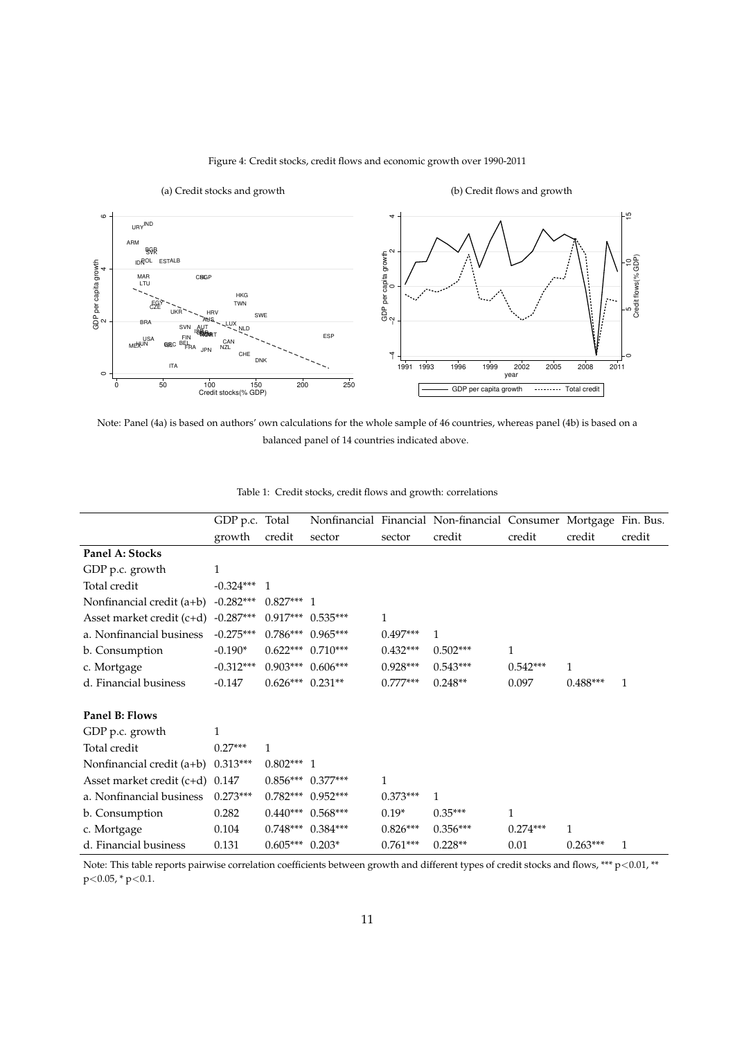Figure 4: Credit stocks, credit flows and economic growth over 1990-2011

(a) Credit stocks and growth

(b) Credit flows and growth

Note: Panel (4a) is based on authors' own calculations for the whole sample of 46 countries, whereas panel (4b) is based on a balanced panel of 14 countries indicated above.

Table 1: Credit stocks, credit flows and growth: correlations

| | GDP p.c. growth | Total credit | Nonfinancial sector | Financial sector | Non-financial credit | Consumer credit | Mortgage credit | Fin. Bus. credit |
|---|---|---|---|---|---|---|---|---|
| **Panel A: Stocks** | | | | | | | | |
| GDP p.c. growth | 1 | | | | | | | |
| Total credit | -0.324*** | 1 | | | | | | |
| Nonfinancial credit (a+b) | -0.282*** | 0.827*** | 1 | | | | | |
| Asset market credit (c+d) | -0.287*** | 0.917*** | 0.535*** | 1 | | | | |
| a. Nonfinancial business | -0.275*** | 0.786*** | 0.965*** | 0.497*** | 1 | | | |
| b. Consumption | -0.190* | 0.622*** | 0.710*** | 0.432*** | 0.502*** | 1 | | |
| c. Mortgage | -0.312*** | 0.903*** | 0.606*** | 0.928*** | 0.543*** | 0.542*** | 1 | |
| d. Financial business | -0.147 | 0.626*** | 0.231** | 0.777*** | 0.248** | 0.097 | 0.488*** | 1 |
| | | | | | | | | |
| **Panel B: Flows** | | | | | | | | |
| GDP p.c. growth | 1 | | | | | | | |
| Total credit | 0.27*** | 1 | | | | | | |
| Nonfinancial credit (a+b) | 0.313*** | 0.802*** | 1 | | | | | |
| Asset market credit (c+d) | 0.147 | 0.856*** | 0.377*** | 1 | | | | |
| a. Nonfinancial business | 0.273*** | 0.782*** | 0.952*** | 0.373*** | 1 | | | |
| b. Consumption | 0.282 | 0.440*** | 0.568*** | 0.19* | 0.35*** | 1 | | |
| c. Mortgage | 0.104 | 0.748*** | 0.384*** | 0.826*** | 0.356*** | 0.274*** | 1 | |
| d. Financial business | 0.131 | 0.605*** | 0.203* | 0.761*** | 0.228** | 0.01 | 0.263*** | 1 |

Note: This table reports pairwise correlation coefficients between growth and different types of credit stocks and flows, *** $p<0.01$, ** $p<0.05$, * $p<0.1$.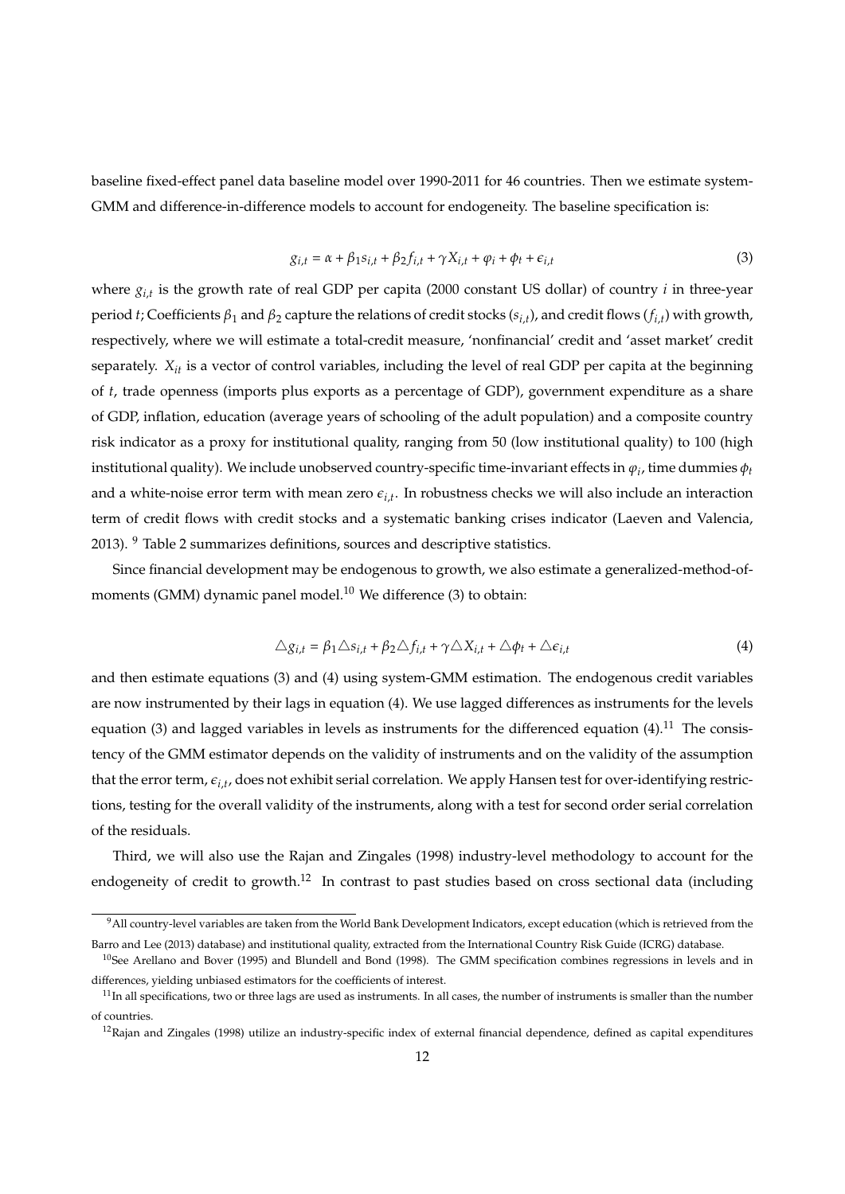baseline fixed-effect panel data baseline model over 1990-2011 for 46 countries. Then we estimate system-GMM and difference-in-difference models to account for endogeneity. The baseline specification is:

$$g_{i,t} = \alpha + \beta_1 s_{i,t} + \beta_2 f_{i,t} + \gamma X_{i,t} + \varphi_i + \phi_t + \epsilon_{i,t} \tag{3}$$

where $g_{i,t}$ is the growth rate of real GDP per capita (2000 constant US dollar) of country $i$ in three-year period $t$; Coefficients $\beta_1$ and $\beta_2$ capture the relations of credit stocks ($s_{i,t}$), and credit flows ($f_{i,t}$) with growth, respectively, where we will estimate a total-credit measure, 'nonfinancial' credit and 'asset market' credit separately. $X_{it}$ is a vector of control variables, including the level of real GDP per capita at the beginning of $t$, trade openness (imports plus exports as a percentage of GDP), government expenditure as a share of GDP, inflation, education (average years of schooling of the adult population) and a composite country risk indicator as a proxy for institutional quality, ranging from 50 (low institutional quality) to 100 (high institutional quality). We include unobserved country-specific time-invariant effects in $\varphi_i$, time dummies $\phi_t$ and a white-noise error term with mean zero $\epsilon_{i,t}$. In robustness checks we will also include an interaction term of credit flows with credit stocks and a systematic banking crises indicator (Laeven and Valencia, 2013). [9] Table 2 summarizes definitions, sources and descriptive statistics.

Since financial development may be endogenous to growth, we also estimate a generalized-method-of-moments (GMM) dynamic panel model.[10] We difference (3) to obtain:

$$\triangle g_{i,t} = \beta_1 \triangle s_{i,t} + \beta_2 \triangle f_{i,t} + \gamma \triangle X_{i,t} + \triangle \phi_t + \triangle \epsilon_{i,t} \tag{4}$$

and then estimate equations (3) and (4) using system-GMM estimation. The endogenous credit variables are now instrumented by their lags in equation (4). We use lagged differences as instruments for the levels equation (3) and lagged variables in levels as instruments for the differenced equation (4).[11] The consistency of the GMM estimator depends on the validity of instruments and on the validity of the assumption that the error term, $\epsilon_{i,t}$, does not exhibit serial correlation. We apply Hansen test for over-identifying restrictions, testing for the overall validity of the instruments, along with a test for second order serial correlation of the residuals.

Third, we will also use the Rajan and Zingales (1998) industry-level methodology to account for the endogeneity of credit to growth.[12] In contrast to past studies based on cross sectional data (including

[9] All country-level variables are taken from the World Bank Development Indicators, except education (which is retrieved from the Barro and Lee (2013) database) and institutional quality, extracted from the International Country Risk Guide (ICRG) database.

[10] See Arellano and Bover (1995) and Blundell and Bond (1998). The GMM specification combines regressions in levels and in differences, yielding unbiased estimators for the coefficients of interest.

[11] In all specifications, two or three lags are used as instruments. In all cases, the number of instruments is smaller than the number of countries.

[12] Rajan and Zingales (1998) utilize an industry-specific index of external financial dependence, defined as capital expenditures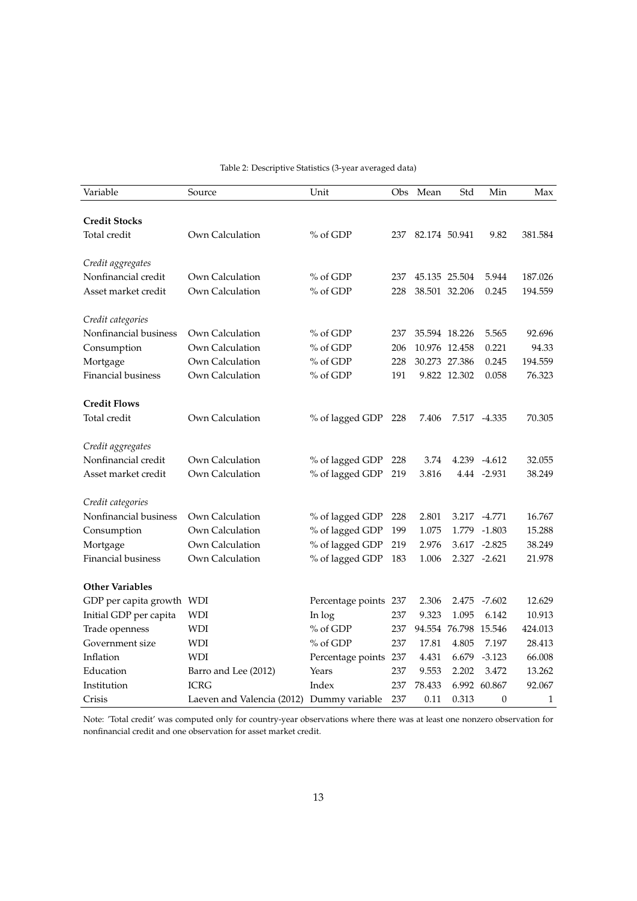Table 2: Descriptive Statistics (3-year averaged data)

| Variable | Source | Unit | Obs | Mean | Std | Min | Max |
|---|---|---|---|---|---|---|---|
| **Credit Stocks** | | | | | | | |
| Total credit | Own Calculation | % of GDP | 237 | 82.174 | 50.941 | 9.82 | 381.584 |
| *Credit aggregates* | | | | | | | |
| Nonfinancial credit | Own Calculation | % of GDP | 237 | 45.135 | 25.504 | 5.944 | 187.026 |
| Asset market credit | Own Calculation | % of GDP | 228 | 38.501 | 32.206 | 0.245 | 194.559 |
| *Credit categories* | | | | | | | |
| Nonfinancial business | Own Calculation | % of GDP | 237 | 35.594 | 18.226 | 5.565 | 92.696 |
| Consumption | Own Calculation | % of GDP | 206 | 10.976 | 12.458 | 0.221 | 94.33 |
| Mortgage | Own Calculation | % of GDP | 228 | 30.273 | 27.386 | 0.245 | 194.559 |
| Financial business | Own Calculation | % of GDP | 191 | 9.822 | 12.302 | 0.058 | 76.323 |
| **Credit Flows** | | | | | | | |
| Total credit | Own Calculation | % of lagged GDP | 228 | 7.406 | 7.517 | -4.335 | 70.305 |
| *Credit aggregates* | | | | | | | |
| Nonfinancial credit | Own Calculation | % of lagged GDP | 228 | 3.74 | 4.239 | -4.612 | 32.055 |
| Asset market credit | Own Calculation | % of lagged GDP | 219 | 3.816 | 4.44 | -2.931 | 38.249 |
| *Credit categories* | | | | | | | |
| Nonfinancial business | Own Calculation | % of lagged GDP | 228 | 2.801 | 3.217 | -4.771 | 16.767 |
| Consumption | Own Calculation | % of lagged GDP | 199 | 1.075 | 1.779 | -1.803 | 15.288 |
| Mortgage | Own Calculation | % of lagged GDP | 219 | 2.976 | 3.617 | -2.825 | 38.249 |
| Financial business | Own Calculation | % of lagged GDP | 183 | 1.006 | 2.327 | -2.621 | 21.978 |
| **Other Variables** | | | | | | | |
| GDP per capita growth | WDI | Percentage points | 237 | 2.306 | 2.475 | -7.602 | 12.629 |
| Initial GDP per capita | WDI | In log | 237 | 9.323 | 1.095 | 6.142 | 10.913 |
| Trade openness | WDI | % of GDP | 237 | 94.554 | 76.798 | 15.546 | 424.013 |
| Government size | WDI | % of GDP | 237 | 17.81 | 4.805 | 7.197 | 28.413 |
| Inflation | WDI | Percentage points | 237 | 4.431 | 6.679 | -3.123 | 66.008 |
| Education | Barro and Lee (2012) | Years | 237 | 9.553 | 2.202 | 3.472 | 13.262 |
| Institution | ICRG | Index | 237 | 78.433 | 6.992 | 60.867 | 92.067 |
| Crisis | Laeven and Valencia (2012) | Dummy variable | 237 | 0.11 | 0.313 | 0 | 1 |

Note: 'Total credit' was computed only for country-year observations where there was at least one nonzero observation for nonfinancial credit and one observation for asset market credit.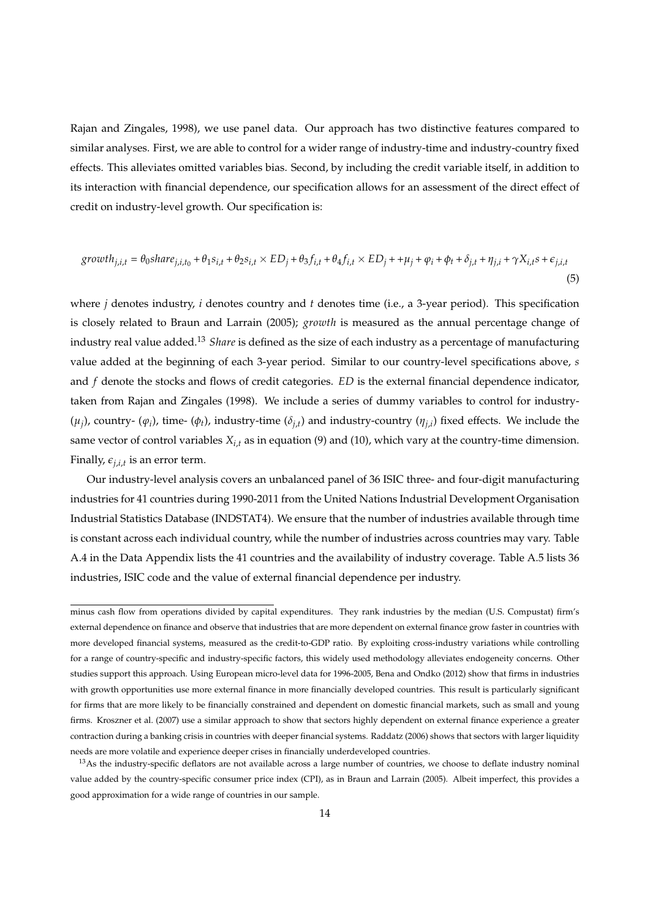Rajan and Zingales, 1998), we use panel data. Our approach has two distinctive features compared to similar analyses. First, we are able to control for a wider range of industry-time and industry-country fixed effects. This alleviates omitted variables bias. Second, by including the credit variable itself, in addition to its interaction with financial dependence, our specification allows for an assessment of the direct effect of credit on industry-level growth. Our specification is:

$$growth_{j,i,t} = \theta_0 share_{j,i,t_0} + \theta_1 s_{i,t} + \theta_2 s_{i,t} \times ED_j + \theta_3 f_{i,t} + \theta_4 f_{i,t} \times ED_j + +\mu_j + \varphi_i + \phi_t + \delta_{j,t} + \eta_{j,i} + \gamma X_{i,t} s + \epsilon_{j,i,t} \quad (5)$$

where $j$ denotes industry, $i$ denotes country and $t$ denotes time (i.e., a 3-year period). This specification is closely related to Braun and Larrain (2005); *growth* is measured as the annual percentage change of industry real value added.[13] *Share* is defined as the size of each industry as a percentage of manufacturing value added at the beginning of each 3-year period. Similar to our country-level specifications above, $s$ and $f$ denote the stocks and flows of credit categories. $ED$ is the external financial dependence indicator, taken from Rajan and Zingales (1998). We include a series of dummy variables to control for industry- ($\mu_j$), country- ($\varphi_i$), time- ($\phi_t$), industry-time ($\delta_{j,t}$) and industry-country ($\eta_{j,i}$) fixed effects. We include the same vector of control variables $X_{i,t}$ as in equation (9) and (10), which vary at the country-time dimension. Finally, $\epsilon_{j,i,t}$ is an error term.

Our industry-level analysis covers an unbalanced panel of 36 ISIC three- and four-digit manufacturing industries for 41 countries during 1990-2011 from the United Nations Industrial Development Organisation Industrial Statistics Database (INDSTAT4). We ensure that the number of industries available through time is constant across each individual country, while the number of industries across countries may vary. Table A.4 in the Data Appendix lists the 41 countries and the availability of industry coverage. Table A.5 lists 36 industries, ISIC code and the value of external financial dependence per industry.

---

minus cash flow from operations divided by capital expenditures. They rank industries by the median (U.S. Compustat) firm's external dependence on finance and observe that industries that are more dependent on external finance grow faster in countries with more developed financial systems, measured as the credit-to-GDP ratio. By exploiting cross-industry variations while controlling for a range of country-specific and industry-specific factors, this widely used methodology alleviates endogeneity concerns. Other studies support this approach. Using European micro-level data for 1996-2005, Bena and Ondko (2012) show that firms in industries with growth opportunities use more external finance in more financially developed countries. This result is particularly significant for firms that are more likely to be financially constrained and dependent on domestic financial markets, such as small and young firms. Kroszner et al. (2007) use a similar approach to show that sectors highly dependent on external finance experience a greater contraction during a banking crisis in countries with deeper financial systems. Raddatz (2006) shows that sectors with larger liquidity needs are more volatile and experience deeper crises in financially underdeveloped countries.

[13] As the industry-specific deflators are not available across a large number of countries, we choose to deflate industry nominal value added by the country-specific consumer price index (CPI), as in Braun and Larrain (2005). Albeit imperfect, this provides a good approximation for a wide range of countries in our sample.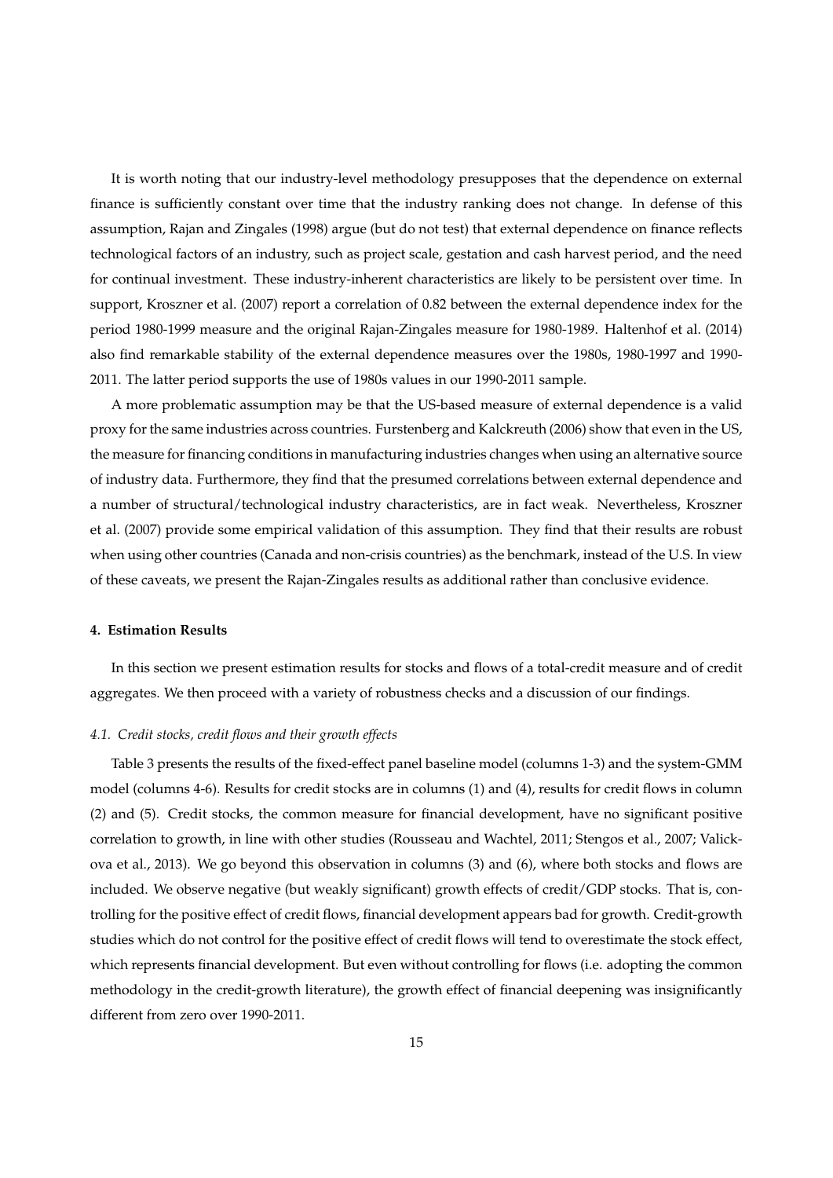It is worth noting that our industry-level methodology presupposes that the dependence on external finance is sufficiently constant over time that the industry ranking does not change. In defense of this assumption, Rajan and Zingales (1998) argue (but do not test) that external dependence on finance reflects technological factors of an industry, such as project scale, gestation and cash harvest period, and the need for continual investment. These industry-inherent characteristics are likely to be persistent over time. In support, Kroszner et al. (2007) report a correlation of 0.82 between the external dependence index for the period 1980-1999 measure and the original Rajan-Zingales measure for 1980-1989. Haltenhof et al. (2014) also find remarkable stability of the external dependence measures over the 1980s, 1980-1997 and 1990-2011. The latter period supports the use of 1980s values in our 1990-2011 sample.

A more problematic assumption may be that the US-based measure of external dependence is a valid proxy for the same industries across countries. Furstenberg and Kalckreuth (2006) show that even in the US, the measure for financing conditions in manufacturing industries changes when using an alternative source of industry data. Furthermore, they find that the presumed correlations between external dependence and a number of structural/technological industry characteristics, are in fact weak. Nevertheless, Kroszner et al. (2007) provide some empirical validation of this assumption. They find that their results are robust when using other countries (Canada and non-crisis countries) as the benchmark, instead of the U.S. In view of these caveats, we present the Rajan-Zingales results as additional rather than conclusive evidence.

#### 4. Estimation Results

In this section we present estimation results for stocks and flows of a total-credit measure and of credit aggregates. We then proceed with a variety of robustness checks and a discussion of our findings.

##### *4.1. Credit stocks, credit flows and their growth effects*

Table 3 presents the results of the fixed-effect panel baseline model (columns 1-3) and the system-GMM model (columns 4-6). Results for credit stocks are in columns (1) and (4), results for credit flows in column (2) and (5). Credit stocks, the common measure for financial development, have no significant positive correlation to growth, in line with other studies (Rousseau and Wachtel, 2011; Stengos et al., 2007; Valickova et al., 2013). We go beyond this observation in columns (3) and (6), where both stocks and flows are included. We observe negative (but weakly significant) growth effects of credit/GDP stocks. That is, controlling for the positive effect of credit flows, financial development appears bad for growth. Credit-growth studies which do not control for the positive effect of credit flows will tend to overestimate the stock effect, which represents financial development. But even without controlling for flows (i.e. adopting the common methodology in the credit-growth literature), the growth effect of financial deepening was insignificantly different from zero over 1990-2011.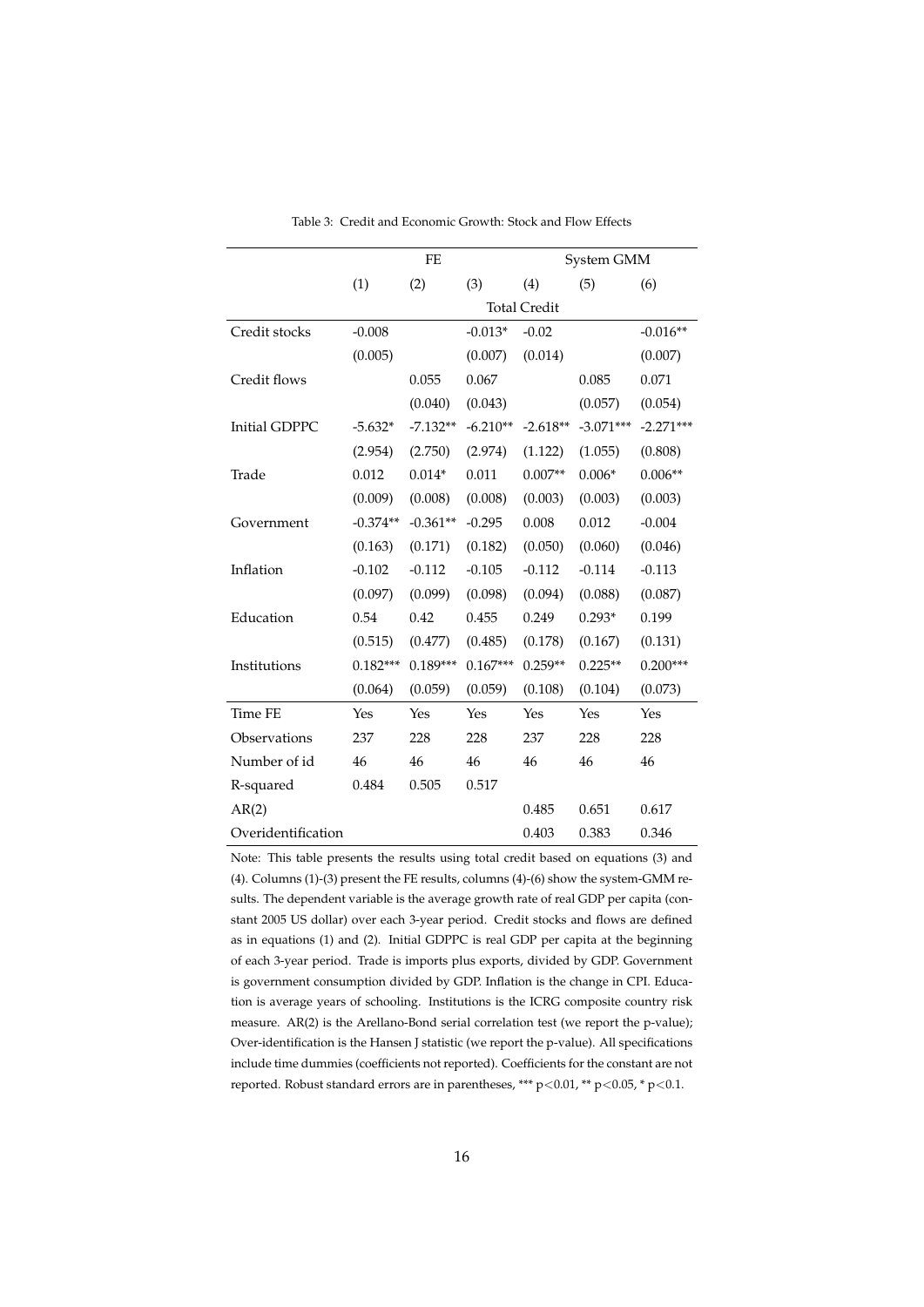Table 3: Credit and Economic Growth: Stock and Flow Effects

| | FE | | | System GMM | | |
|---|---|---|---|---|---|---|
| | (1) | (2) | (3) | (4) | (5) | (6) |
| | Total Credit | | | | | |
| Credit stocks | -0.008 | | -0.013* | -0.02 | | -0.016** |
| | (0.005) | | (0.007) | (0.014) | | (0.007) |
| Credit flows | | 0.055 | 0.067 | | 0.085 | 0.071 |
| | | (0.040) | (0.043) | | (0.057) | (0.054) |
| Initial GDPPC | -5.632* | -7.132** | -6.210** | -2.618** | -3.071*** | -2.271*** |
| | (2.954) | (2.750) | (2.974) | (1.122) | (1.055) | (0.808) |
| Trade | 0.012 | 0.014* | 0.011 | 0.007** | 0.006* | 0.006** |
| | (0.009) | (0.008) | (0.008) | (0.003) | (0.003) | (0.003) |
| Government | -0.374** | -0.361** | -0.295 | 0.008 | 0.012 | -0.004 |
| | (0.163) | (0.171) | (0.182) | (0.050) | (0.060) | (0.046) |
| Inflation | -0.102 | -0.112 | -0.105 | -0.112 | -0.114 | -0.113 |
| | (0.097) | (0.099) | (0.098) | (0.094) | (0.088) | (0.087) |
| Education | 0.54 | 0.42 | 0.455 | 0.249 | 0.293* | 0.199 |
| | (0.515) | (0.477) | (0.485) | (0.178) | (0.167) | (0.131) |
| Institutions | 0.182*** | 0.189*** | 0.167*** | 0.259** | 0.225** | 0.200*** |
| | (0.064) | (0.059) | (0.059) | (0.108) | (0.104) | (0.073) |
| Time FE | Yes | Yes | Yes | Yes | Yes | Yes |
| Observations | 237 | 228 | 228 | 237 | 228 | 228 |
| Number of id | 46 | 46 | 46 | 46 | 46 | 46 |
| R-squared | 0.484 | 0.505 | 0.517 | | | |
| AR(2) | | | | 0.485 | 0.651 | 0.617 |
| Overidentification | | | | 0.403 | 0.383 | 0.346 |

Note: This table presents the results using total credit based on equations (3) and (4). Columns (1)-(3) present the FE results, columns (4)-(6) show the system-GMM results. The dependent variable is the average growth rate of real GDP per capita (constant 2005 US dollar) over each 3-year period. Credit stocks and flows are defined as in equations (1) and (2). Initial GDPPC is real GDP per capita at the beginning of each 3-year period. Trade is imports plus exports, divided by GDP. Government is government consumption divided by GDP. Inflation is the change in CPI. Education is average years of schooling. Institutions is the ICRG composite country risk measure. AR(2) is the Arellano-Bond serial correlation test (we report the p-value); Over-identification is the Hansen J statistic (we report the p-value). All specifications include time dummies (coefficients not reported). Coefficients for the constant are not reported. Robust standard errors are in parentheses, *** $p<0.01$, ** $p<0.05$, * $p<0.1$.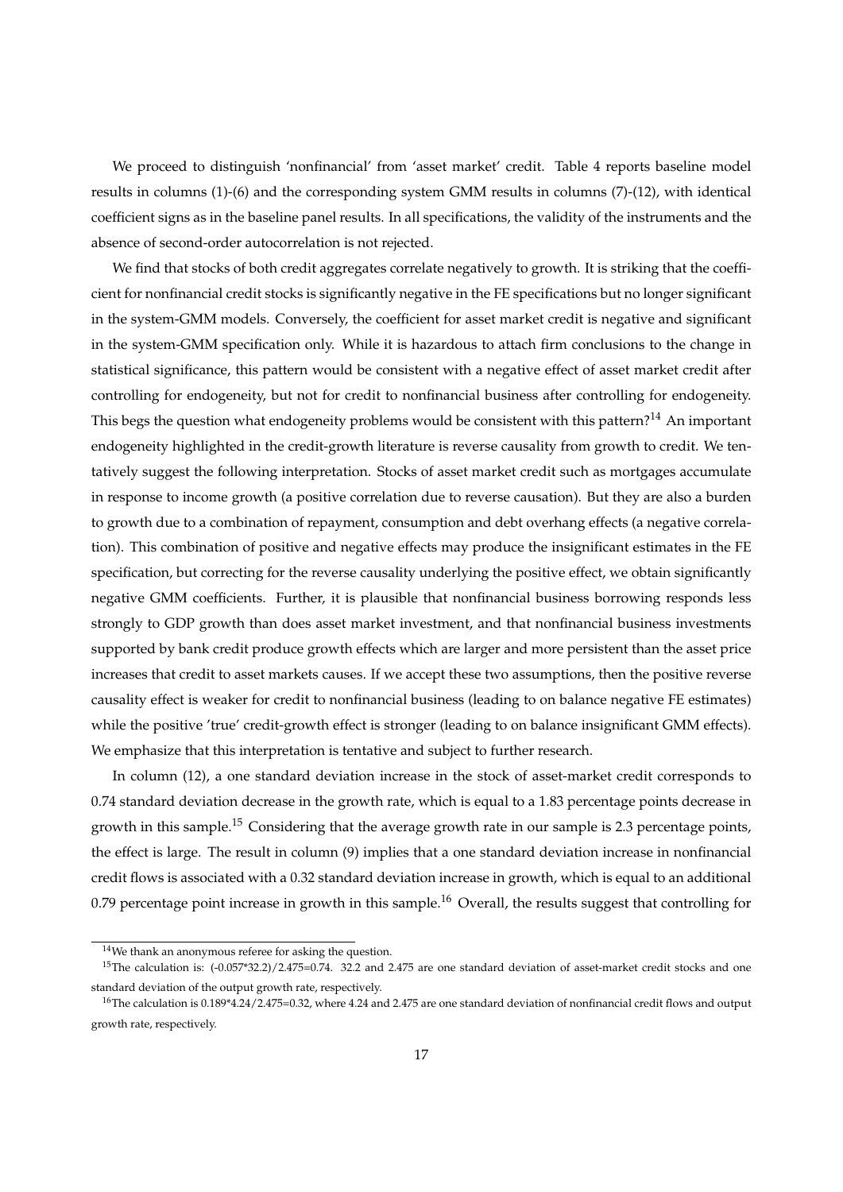We proceed to distinguish 'nonfinancial' from 'asset market' credit. Table 4 reports baseline model results in columns (1)-(6) and the corresponding system GMM results in columns (7)-(12), with identical coefficient signs as in the baseline panel results. In all specifications, the validity of the instruments and the absence of second-order autocorrelation is not rejected.

We find that stocks of both credit aggregates correlate negatively to growth. It is striking that the coefficient for nonfinancial credit stocks is significantly negative in the FE specifications but no longer significant in the system-GMM models. Conversely, the coefficient for asset market credit is negative and significant in the system-GMM specification only. While it is hazardous to attach firm conclusions to the change in statistical significance, this pattern would be consistent with a negative effect of asset market credit after controlling for endogeneity, but not for credit to nonfinancial business after controlling for endogeneity. This begs the question what endogeneity problems would be consistent with this pattern?[14] An important endogeneity highlighted in the credit-growth literature is reverse causality from growth to credit. We tentatively suggest the following interpretation. Stocks of asset market credit such as mortgages accumulate in response to income growth (a positive correlation due to reverse causation). But they are also a burden to growth due to a combination of repayment, consumption and debt overhang effects (a negative correlation). This combination of positive and negative effects may produce the insignificant estimates in the FE specification, but correcting for the reverse causality underlying the positive effect, we obtain significantly negative GMM coefficients. Further, it is plausible that nonfinancial business borrowing responds less strongly to GDP growth than does asset market investment, and that nonfinancial business investments supported by bank credit produce growth effects which are larger and more persistent than the asset price increases that credit to asset markets causes. If we accept these two assumptions, then the positive reverse causality effect is weaker for credit to nonfinancial business (leading to on balance negative FE estimates) while the positive 'true' credit-growth effect is stronger (leading to on balance insignificant GMM effects). We emphasize that this interpretation is tentative and subject to further research.

In column (12), a one standard deviation increase in the stock of asset-market credit corresponds to 0.74 standard deviation decrease in the growth rate, which is equal to a 1.83 percentage points decrease in growth in this sample.[15] Considering that the average growth rate in our sample is 2.3 percentage points, the effect is large. The result in column (9) implies that a one standard deviation increase in nonfinancial credit flows is associated with a 0.32 standard deviation increase in growth, which is equal to an additional 0.79 percentage point increase in growth in this sample.[16] Overall, the results suggest that controlling for

[14] We thank an anonymous referee for asking the question.

[15] The calculation is: (-0.057*32.2)/2.475=0.74. 32.2 and 2.475 are one standard deviation of asset-market credit stocks and one standard deviation of the output growth rate, respectively.

[16] The calculation is 0.189*4.24/2.475=0.32, where 4.24 and 2.475 are one standard deviation of nonfinancial credit flows and output growth rate, respectively.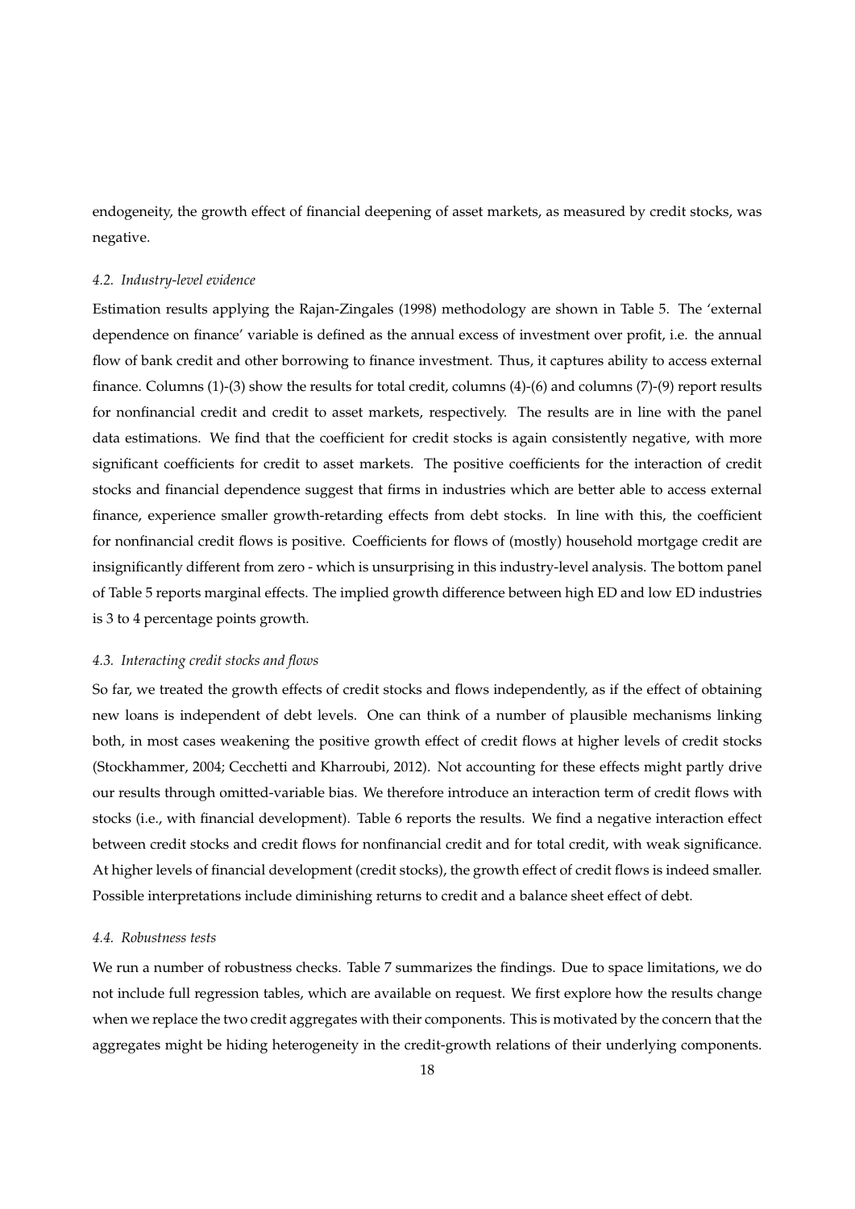endogeneity, the growth effect of financial deepening of asset markets, as measured by credit stocks, was negative.

### *4.2. Industry-level evidence*

Estimation results applying the Rajan-Zingales (1998) methodology are shown in Table 5. The 'external dependence on finance' variable is defined as the annual excess of investment over profit, i.e. the annual flow of bank credit and other borrowing to finance investment. Thus, it captures ability to access external finance. Columns (1)-(3) show the results for total credit, columns (4)-(6) and columns (7)-(9) report results for nonfinancial credit and credit to asset markets, respectively. The results are in line with the panel data estimations. We find that the coefficient for credit stocks is again consistently negative, with more significant coefficients for credit to asset markets. The positive coefficients for the interaction of credit stocks and financial dependence suggest that firms in industries which are better able to access external finance, experience smaller growth-retarding effects from debt stocks. In line with this, the coefficient for nonfinancial credit flows is positive. Coefficients for flows of (mostly) household mortgage credit are insignificantly different from zero - which is unsurprising in this industry-level analysis. The bottom panel of Table 5 reports marginal effects. The implied growth difference between high ED and low ED industries is 3 to 4 percentage points growth.

### *4.3. Interacting credit stocks and flows*

So far, we treated the growth effects of credit stocks and flows independently, as if the effect of obtaining new loans is independent of debt levels. One can think of a number of plausible mechanisms linking both, in most cases weakening the positive growth effect of credit flows at higher levels of credit stocks (Stockhammer, 2004; Cecchetti and Kharroubi, 2012). Not accounting for these effects might partly drive our results through omitted-variable bias. We therefore introduce an interaction term of credit flows with stocks (i.e., with financial development). Table 6 reports the results. We find a negative interaction effect between credit stocks and credit flows for nonfinancial credit and for total credit, with weak significance. At higher levels of financial development (credit stocks), the growth effect of credit flows is indeed smaller. Possible interpretations include diminishing returns to credit and a balance sheet effect of debt.

### *4.4. Robustness tests*

We run a number of robustness checks. Table 7 summarizes the findings. Due to space limitations, we do not include full regression tables, which are available on request. We first explore how the results change when we replace the two credit aggregates with their components. This is motivated by the concern that the aggregates might be hiding heterogeneity in the credit-growth relations of their underlying components.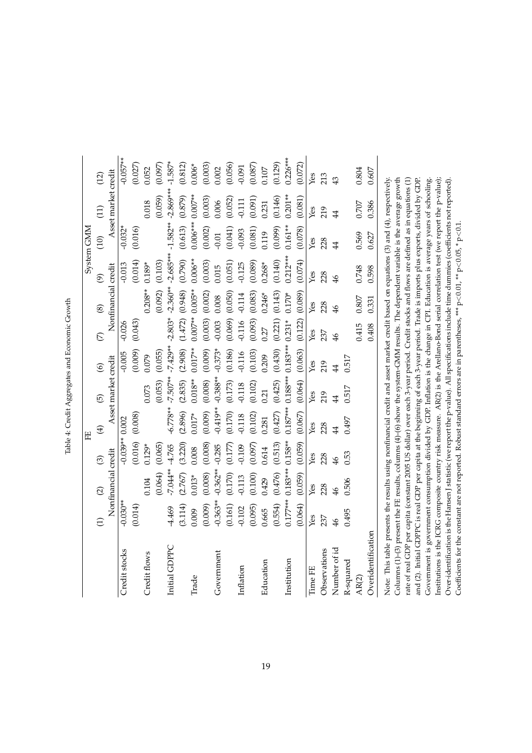Table 4: Credit Aggregates and Economic Growth

| | FE | | | | | | System GMM | | | | | |
|---|---|---|---|---|---|---|---|---|---|---|---|---|
| | (1) | (2) | (3) | (4) | (5) | (6) | (7) | (8) | (9) | (10) | (11) | (12) |
| | Nonfinancial credit | | | Asset market credit | | | Nonfinancial credit | | | Asset market credit | | |
| Credit stocks | -0.030** | | -0.039** | 0.002 | | -0.005 | -0.026 | | -0.013 | -0.032* | | -0.057** |
| | (0.014) | | (0.016) | (0.008) | | (0.009) | (0.043) | | (0.014) | (0.016) | | (0.027) |
| Credit flows | | 0.104 | 0.129* | | 0.073 | 0.079 | | 0.208** | 0.189* | | 0.018 | 0.052 |
| | | (0.064) | (0.065) | | (0.053) | (0.055) | | (0.092) | (0.103) | | (0.059) | (0.097) |
| Initial GDPPC | -4.469 | -7.044** | -4.765 | -6.778** | -7.507** | -7.429** | -2.803* | -2.360** | -2.685*** | -1.582** | -2.869*** | -1.587* |
| | (3.114) | (2.767) | (3.220) | (2.896) | (2.835) | (2.908) | (1.472) | (0.948) | (0.790) | (0.613) | (0.879) | (0.812) |
| Trade | 0.009 | 0.013* | 0.008 | 0.017* | 0.018** | 0.017** | 0.007** | 0.005** | 0.006** | 0.006*** | 0.007** | 0.006* |
| | (0.009) | (0.008) | (0.008) | (0.009) | (0.008) | (0.009) | (0.003) | (0.002) | (0.003) | (0.002) | (0.003) | (0.003) |
| Government | -0.363** | -0.362** | -0.285 | -0.419** | -0.388** | -0.373* | -0.003 | 0.008 | 0.015 | -0.01 | 0.006 | 0.002 |
| | (0.161) | (0.170) | (0.177) | (0.170) | (0.173) | (0.186) | (0.069) | (0.050) | (0.051) | (0.041) | (0.052) | (0.056) |
| Inflation | -0.102 | -0.113 | -0.109 | -0.118 | -0.118 | -0.116 | -0.116 | -0.114 | -0.125 | -0.093 | -0.111 | -0.091 |
| | (0.095) | (0.100) | (0.097) | (0.102) | (0.102) | (0.103) | (0.093) | (0.083) | (0.089) | (0.081) | (0.091) | (0.087) |
| Education | 0.665 | 0.429 | 0.614 | 0.281 | 0.21 | 0.209 | 0.27 | 0.246* | 0.268* | 0.119 | 0.231 | 0.107 |
| | (0.554) | (0.476) | (0.513) | (0.427) | (0.425) | (0.430) | (0.221) | (0.143) | (0.140) | (0.099) | (0.146) | (0.129) |
| Institution | 0.177*** | 0.183*** | 0.158** | 0.187*** | 0.188*** | 0.183*** | 0.231* | 0.170* | 0.212*** | 0.161** | 0.201** | 0.226*** |
| | (0.064) | (0.059) | (0.059) | (0.067) | (0.064) | (0.063) | (0.122) | (0.089) | (0.074) | (0.078) | (0.081) | (0.072) |
| Time FE | Yes | Yes | Yes | Yes | Yes | Yes | Yes | Yes | Yes | Yes | Yes | Yes |
| Observations | 237 | 228 | 228 | 228 | 219 | 219 | 237 | 228 | 228 | 228 | 219 | 213 |
| Number of id | 46 | 46 | 46 | 44 | 44 | 44 | 46 | 46 | 46 | 44 | 44 | 43 |
| R-squared | 0.495 | 0.506 | 0.53 | 0.497 | 0.517 | 0.517 | | | | | | |
| AR(2) | | | | | | | 0.415 | 0.807 | 0.748 | 0.569 | 0.707 | 0.804 |
| Overidentification | | | | | | | 0.408 | 0.331 | 0.598 | 0.627 | 0.386 | 0.607 |

Note: This table presents the results using nonfinancial credit and asset market credit based on equations (3) and (4), respectively. Columns (1)-(3) present the FE results, columns (4)-(6) show the system-GMM results. The dependent variable is the average growth rate of real GDP per capita (constant 2005 US dollar) over each 3-year period. Credit stocks and flows are defined as in equations (1) and (2). Initial GDPPC is real GDP per capita at the beginning of each 3-year period. Trade is imports plus exports, divided by GDP. Government is government consumption divided by GDP. Inflation is the change in CPI. Education is average years of schooling. Institutions is the ICRG composite country risk measure. AR(2) is the Arellano-Bond serial correlation test (we report the p-value); Over-identification is the Hansen J statistic (we report the p-value). All specifications include time dummies (coefficients not reported). Coefficients for the constant are not reported. Robust standard errors are in parentheses, *** p<0.01, ** p<0.05, * p<0.1.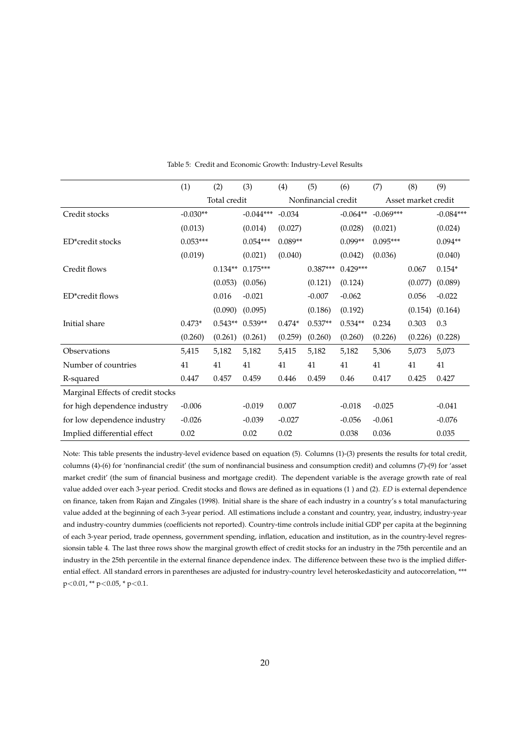Table 5: Credit and Economic Growth: Industry-Level Results

| | (1) | (2) | (3) | (4) | (5) | (6) | (7) | (8) | (9) |
|---|---|---|---|---|---|---|---|---|---|
| | Total credit | | | Nonfinancial credit | | | Asset market credit | | |
| Credit stocks | -0.030** | | -0.044*** | -0.034 | | -0.064** | -0.069*** | | -0.084*** |
| | (0.013) | | (0.014) | (0.027) | | (0.028) | (0.021) | | (0.024) |
| ED*credit stocks | 0.053*** | | 0.054*** | 0.089** | | 0.099** | 0.095*** | | 0.094** |
| | (0.019) | | (0.021) | (0.040) | | (0.042) | (0.036) | | (0.040) |
| Credit flows | | 0.134** | 0.175*** | | 0.387*** | 0.429*** | | 0.067 | 0.154* |
| | | (0.053) | (0.056) | | (0.121) | (0.124) | | (0.077) | (0.089) |
| ED*credit flows | | 0.016 | -0.021 | | -0.007 | -0.062 | | 0.056 | -0.022 |
| | | (0.090) | (0.095) | | (0.186) | (0.192) | | (0.154) | (0.164) |
| Initial share | 0.473* | 0.543** | 0.539** | 0.474* | 0.537** | 0.534** | 0.234 | 0.303 | 0.3 |
| | (0.260) | (0.261) | (0.261) | (0.259) | (0.260) | (0.260) | (0.226) | (0.226) | (0.228) |
| Observations | 5,415 | 5,182 | 5,182 | 5,415 | 5,182 | 5,182 | 5,306 | 5,073 | 5,073 |
| Number of countries | 41 | 41 | 41 | 41 | 41 | 41 | 41 | 41 | 41 |
| R-squared | 0.447 | 0.457 | 0.459 | 0.446 | 0.459 | 0.46 | 0.417 | 0.425 | 0.427 |
| Marginal Effects of credit stocks | | | | | | | | | |
| for high dependence industry | -0.006 | | -0.019 | 0.007 | | -0.018 | -0.025 | | -0.041 |
| for low dependence industry | -0.026 | | -0.039 | -0.027 | | -0.056 | -0.061 | | -0.076 |
| Implied differential effect | 0.02 | | 0.02 | 0.02 | | 0.038 | 0.036 | | 0.035 |

Note: This table presents the industry-level evidence based on equation (5). Columns (1)-(3) presents the results for total credit, columns (4)-(6) for 'nonfinancial credit' (the sum of nonfinancial business and consumption credit) and columns (7)-(9) for 'asset market credit' (the sum of financial business and mortgage credit). The dependent variable is the average growth rate of real value added over each 3-year period. Credit stocks and flows are defined as in equations (1 ) and (2). *ED* is external dependence on finance, taken from Rajan and Zingales (1998). Initial share is the share of each industry in a country's s total manufacturing value added at the beginning of each 3-year period. All estimations include a constant and country, year, industry, industry-year and industry-country dummies (coefficients not reported). Country-time controls include initial GDP per capita at the beginning of each 3-year period, trade openness, government spending, inflation, education and institution, as in the country-level regressionsin table 4. The last three rows show the marginal growth effect of credit stocks for an industry in the 75th percentile and an industry in the 25th percentile in the external finance dependence index. The difference between these two is the implied differential effect. All standard errors in parentheses are adjusted for industry-country level heteroskedasticity and autocorrelation, *** $p<0.01$, ** $p<0.05$, * $p<0.1$.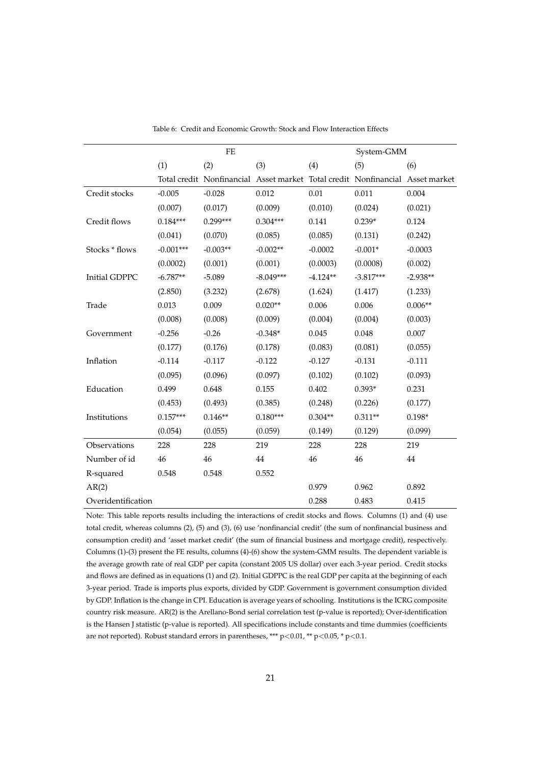Table 6: Credit and Economic Growth: Stock and Flow Interaction Effects

| | FE | | | System-GMM | | |
|---|---|---|---|---|---|---|
| | (1) | (2) | (3) | (4) | (5) | (6) |
| | Total credit | Nonfinancial | Asset market | Total credit | Nonfinancial | Asset market |
| Credit stocks | -0.005 | -0.028 | 0.012 | 0.01 | 0.011 | 0.004 |
| | (0.007) | (0.017) | (0.009) | (0.010) | (0.024) | (0.021) |
| Credit flows | 0.184*** | 0.299*** | 0.304*** | 0.141 | 0.239* | 0.124 |
| | (0.041) | (0.070) | (0.085) | (0.085) | (0.131) | (0.242) |
| Stocks * flows | -0.001*** | -0.003** | -0.002** | -0.0002 | -0.001* | -0.0003 |
| | (0.0002) | (0.001) | (0.001) | (0.0003) | (0.0008) | (0.002) |
| Initial GDPPC | -6.787** | -5.089 | -8.049*** | -4.124** | -3.817*** | -2.938** |
| | (2.850) | (3.232) | (2.678) | (1.624) | (1.417) | (1.233) |
| Trade | 0.013 | 0.009 | 0.020** | 0.006 | 0.006 | 0.006** |
| | (0.008) | (0.008) | (0.009) | (0.004) | (0.004) | (0.003) |
| Government | -0.256 | -0.26 | -0.348* | 0.045 | 0.048 | 0.007 |
| | (0.177) | (0.176) | (0.178) | (0.083) | (0.081) | (0.055) |
| Inflation | -0.114 | -0.117 | -0.122 | -0.127 | -0.131 | -0.111 |
| | (0.095) | (0.096) | (0.097) | (0.102) | (0.102) | (0.093) |
| Education | 0.499 | 0.648 | 0.155 | 0.402 | 0.393* | 0.231 |
| | (0.453) | (0.493) | (0.385) | (0.248) | (0.226) | (0.177) |
| Institutions | 0.157*** | 0.146** | 0.180*** | 0.304** | 0.311** | 0.198* |
| | (0.054) | (0.055) | (0.059) | (0.149) | (0.129) | (0.099) |
| Observations | 228 | 228 | 219 | 228 | 228 | 219 |
| Number of id | 46 | 46 | 44 | 46 | 46 | 44 |
| R-squared | 0.548 | 0.548 | 0.552 | | | |
| AR(2) | | | | 0.979 | 0.962 | 0.892 |
| Overidentification | | | | 0.288 | 0.483 | 0.415 |

Note: This table reports results including the interactions of credit stocks and flows. Columns (1) and (4) use total credit, whereas columns (2), (5) and (3), (6) use 'nonfinancial credit' (the sum of nonfinancial business and consumption credit) and 'asset market credit' (the sum of financial business and mortgage credit), respectively. Columns (1)-(3) present the FE results, columns (4)-(6) show the system-GMM results. The dependent variable is the average growth rate of real GDP per capita (constant 2005 US dollar) over each 3-year period. Credit stocks and flows are defined as in equations (1) and (2). Initial GDPPC is the real GDP per capita at the beginning of each 3-year period. Trade is imports plus exports, divided by GDP. Government is government consumption divided by GDP. Inflation is the change in CPI. Education is average years of schooling. Institutions is the ICRG composite country risk measure. AR(2) is the Arellano-Bond serial correlation test (p-value is reported); Over-identification is the Hansen J statistic (p-value is reported). All specifications include constants and time dummies (coefficients are not reported). Robust standard errors in parentheses, *** $p<0.01$, ** $p<0.05$, * $p<0.1$.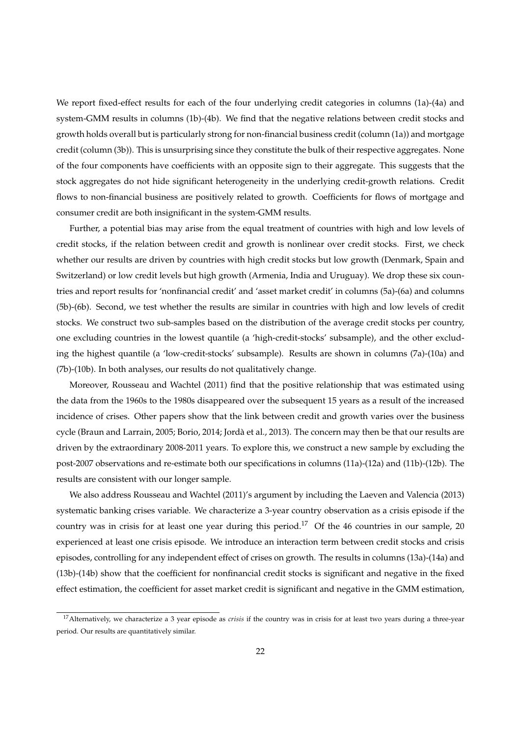We report fixed-effect results for each of the four underlying credit categories in columns (1a)-(4a) and system-GMM results in columns (1b)-(4b). We find that the negative relations between credit stocks and growth holds overall but is particularly strong for non-financial business credit (column (1a)) and mortgage credit (column (3b)). This is unsurprising since they constitute the bulk of their respective aggregates. None of the four components have coefficients with an opposite sign to their aggregate. This suggests that the stock aggregates do not hide significant heterogeneity in the underlying credit-growth relations. Credit flows to non-financial business are positively related to growth. Coefficients for flows of mortgage and consumer credit are both insignificant in the system-GMM results.

Further, a potential bias may arise from the equal treatment of countries with high and low levels of credit stocks, if the relation between credit and growth is nonlinear over credit stocks. First, we check whether our results are driven by countries with high credit stocks but low growth (Denmark, Spain and Switzerland) or low credit levels but high growth (Armenia, India and Uruguay). We drop these six countries and report results for 'nonfinancial credit' and 'asset market credit' in columns (5a)-(6a) and columns (5b)-(6b). Second, we test whether the results are similar in countries with high and low levels of credit stocks. We construct two sub-samples based on the distribution of the average credit stocks per country, one excluding countries in the lowest quantile (a 'high-credit-stocks' subsample), and the other excluding the highest quantile (a 'low-credit-stocks' subsample). Results are shown in columns (7a)-(10a) and (7b)-(10b). In both analyses, our results do not qualitatively change.

Moreover, Rousseau and Wachtel (2011) find that the positive relationship that was estimated using the data from the 1960s to the 1980s disappeared over the subsequent 15 years as a result of the increased incidence of crises. Other papers show that the link between credit and growth varies over the business cycle (Braun and Larrain, 2005; Borio, 2014; Jordà et al., 2013). The concern may then be that our results are driven by the extraordinary 2008-2011 years. To explore this, we construct a new sample by excluding the post-2007 observations and re-estimate both our specifications in columns (11a)-(12a) and (11b)-(12b). The results are consistent with our longer sample.

We also address Rousseau and Wachtel (2011)'s argument by including the Laeven and Valencia (2013) systematic banking crises variable. We characterize a 3-year country observation as a crisis episode if the country was in crisis for at least one year during this period.[17] Of the 46 countries in our sample, 20 experienced at least one crisis episode. We introduce an interaction term between credit stocks and crisis episodes, controlling for any independent effect of crises on growth. The results in columns (13a)-(14a) and (13b)-(14b) show that the coefficient for nonfinancial credit stocks is significant and negative in the fixed effect estimation, the coefficient for asset market credit is significant and negative in the GMM estimation,

[17] Alternatively, we characterize a 3 year episode as *crisis* if the country was in crisis for at least two years during a three-year period. Our results are quantitatively similar.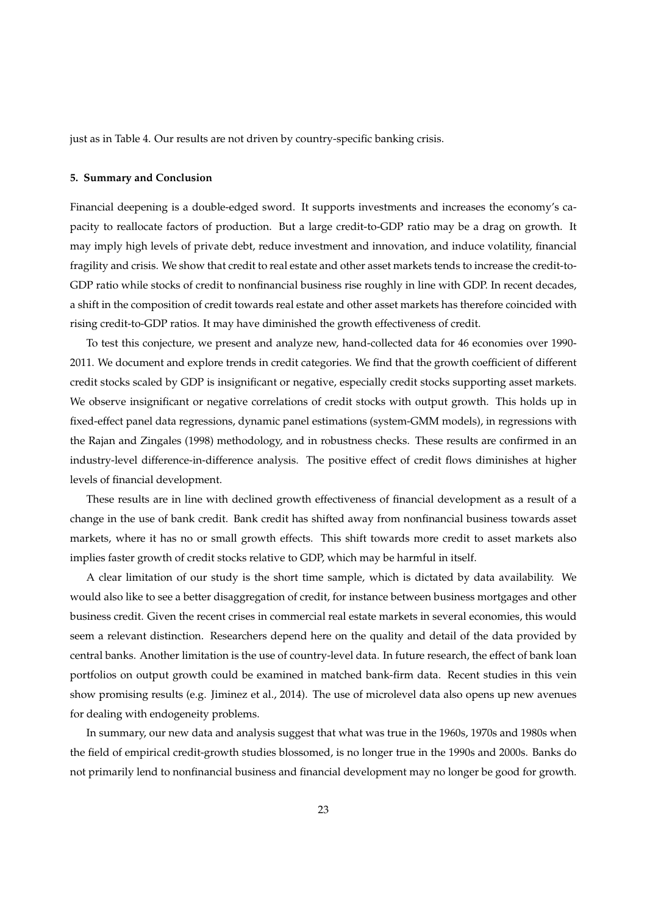just as in Table 4. Our results are not driven by country-specific banking crisis.

### 5. Summary and Conclusion

Financial deepening is a double-edged sword. It supports investments and increases the economy's capacity to reallocate factors of production. But a large credit-to-GDP ratio may be a drag on growth. It may imply high levels of private debt, reduce investment and innovation, and induce volatility, financial fragility and crisis. We show that credit to real estate and other asset markets tends to increase the credit-to-GDP ratio while stocks of credit to nonfinancial business rise roughly in line with GDP. In recent decades, a shift in the composition of credit towards real estate and other asset markets has therefore coincided with rising credit-to-GDP ratios. It may have diminished the growth effectiveness of credit.

To test this conjecture, we present and analyze new, hand-collected data for 46 economies over 1990-2011. We document and explore trends in credit categories. We find that the growth coefficient of different credit stocks scaled by GDP is insignificant or negative, especially credit stocks supporting asset markets. We observe insignificant or negative correlations of credit stocks with output growth. This holds up in fixed-effect panel data regressions, dynamic panel estimations (system-GMM models), in regressions with the Rajan and Zingales (1998) methodology, and in robustness checks. These results are confirmed in an industry-level difference-in-difference analysis. The positive effect of credit flows diminishes at higher levels of financial development.

These results are in line with declined growth effectiveness of financial development as a result of a change in the use of bank credit. Bank credit has shifted away from nonfinancial business towards asset markets, where it has no or small growth effects. This shift towards more credit to asset markets also implies faster growth of credit stocks relative to GDP, which may be harmful in itself.

A clear limitation of our study is the short time sample, which is dictated by data availability. We would also like to see a better disaggregation of credit, for instance between business mortgages and other business credit. Given the recent crises in commercial real estate markets in several economies, this would seem a relevant distinction. Researchers depend here on the quality and detail of the data provided by central banks. Another limitation is the use of country-level data. In future research, the effect of bank loan portfolios on output growth could be examined in matched bank-firm data. Recent studies in this vein show promising results (e.g. Jiminez et al., 2014). The use of microlevel data also opens up new avenues for dealing with endogeneity problems.

In summary, our new data and analysis suggest that what was true in the 1960s, 1970s and 1980s when the field of empirical credit-growth studies blossomed, is no longer true in the 1990s and 2000s. Banks do not primarily lend to nonfinancial business and financial development may no longer be good for growth.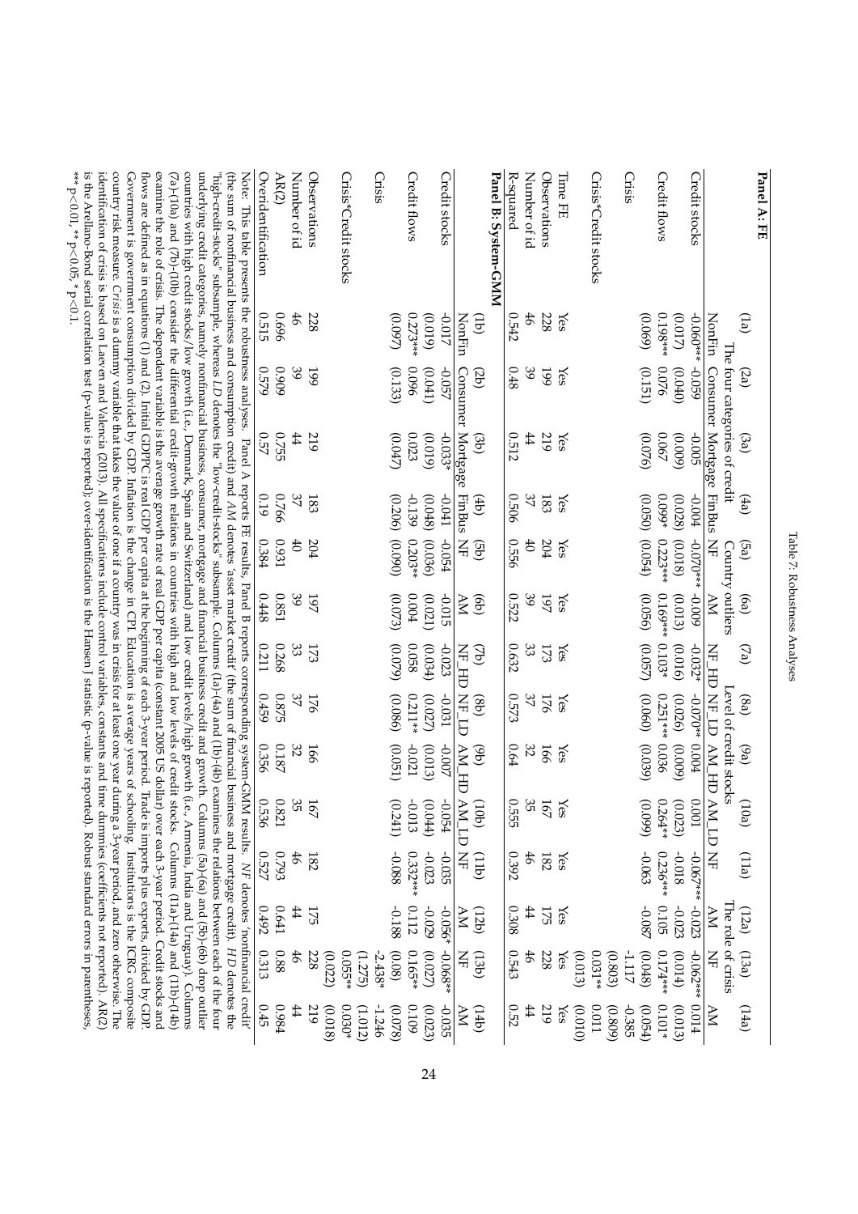Table 7: Robustness Analyses

| **Panel A: FE** | (1a) | (2a) | (3a) | (4a) | (5a) | (6a) | (7a) | (8a) | (9a) | (10a) | (11a) | (12a) | (13a) | (14a) |
|---|---|---|---|---|---|---|---|---|---|---|---|---|---|---|
| | The four categories of credit | | | | Country outliers | | Level of credit stocks | | | | The role of crisis | | | |
| | NonFin | Consumer | Mortgage | FinBus | NF | AM | NF_HD | NF_LD | AM_HD | AM_LD | NF | AM | NF | AM |
| Credit stocks | -0.060*** | -0.059 | -0.005 | -0.004 | -0.070*** | -0.009 | -0.032* | -0.070** | 0.004 | 0.001 | -0.067*** | -0.023 | -0.062*** | 0.014 |
| | (0.017) | (0.040) | (0.009) | (0.028) | (0.018) | (0.013) | (0.016) | (0.026) | (0.009) | (0.023) | -0.018 | -0.023 | (0.014) | (0.013) |
| Credit flows | 0.198*** | 0.076 | 0.067 | 0.099* | 0.223*** | 0.169*** | 0.103* | 0.251*** | 0.036 | 0.264*** | 0.236*** | 0.105 | 0.174*** | 0.101* |
| | (0.069) | (0.151) | (0.076) | (0.050) | (0.054) | (0.056) | (0.057) | (0.060) | (0.039) | (0.099) | -0.063 | -0.087 | (0.048) | (0.054) |
| Crisis | | | | | | | | | | | | | -1.117 | -0.385 |
| | | | | | | | | | | | | | (0.803) | (0.809) |
| Crisis*Credit stocks | | | | | | | | | | | | | 0.031** | 0.011 |
| | | | | | | | | | | | | | (0.013) | (0.010) |
| Time FE | Yes | Yes | Yes | Yes | Yes | Yes | Yes | Yes | Yes | Yes | Yes | Yes | Yes | Yes |
| Observations | 228 | 199 | 219 | 183 | 204 | 197 | 173 | 176 | 166 | 167 | 182 | 175 | 228 | 219 |
| Number of id | 46 | 39 | 44 | 37 | 40 | 39 | 33 | 37 | 32 | 35 | 46 | 44 | 46 | 44 |
| R-squared | 0.542 | 0.48 | 0.512 | 0.506 | 0.556 | 0.522 | 0.632 | 0.573 | 0.64 | 0.555 | 0.392 | 0.308 | 0.543 | 0.52 |
| **Panel B: System-GMM** | (1b) | (2b) | (3b) | (4b) | (5b) | (6b) | (7b) | (8b) | (9b) | (10b) | (11b) | (12b) | (13b) | (14b) |
| | NonFin | Consumer | Mortgage | FinBus | NF | AM | NF_HD | NF_LD | AM_HD | AM_LD | NF | AM | NF | AM |
| Credit stocks | -0.017 | -0.057 | -0.033* | -0.041 | -0.054 | -0.015 | -0.023 | -0.031 | -0.007 | -0.054 | -0.035 | -0.056* | -0.068** | -0.035 |
| | (0.019) | (0.041) | (0.019) | (0.048) | (0.036) | (0.021) | (0.034) | (0.027) | (0.013) | (0.044) | -0.023 | -0.029 | (0.027) | (0.023) |
| Credit flows | 0.273*** | 0.096 | 0.023 | -0.139 | 0.203** | 0.004 | 0.058 | 0.211** | -0.021 | -0.013 | 0.332*** | 0.112 | 0.165** | 0.109 |
| | (0.097) | (0.133) | (0.047) | (0.206) | (0.090) | (0.073) | (0.079) | (0.086) | (0.051) | (0.241) | -0.088 | -0.188 | (0.08) | (0.078) |
| Crisis | | | | | | | | | | | | | -2.438* | -1.246 |
| | | | | | | | | | | | | | (1.275) | (1.012) |
| Crisis*Credit stocks | | | | | | | | | | | | | 0.055** | 0.030* |
| | | | | | | | | | | | | | (0.022) | (0.018) |
| Observations | 228 | 199 | 219 | 183 | 204 | 197 | 173 | 176 | 166 | 167 | 182 | 175 | 228 | 219 |
| Number of id | 46 | 39 | 44 | 37 | 40 | 39 | 33 | 37 | 32 | 35 | 46 | 44 | 46 | 44 |
| AR(2) | 0.696 | 0.909 | 0.755 | 0.766 | 0.931 | 0.851 | 0.268 | 0.875 | 0.187 | 0.821 | 0.793 | 0.641 | 0.88 | 0.984 |
| Overidentification | 0.515 | 0.579 | 0.57 | 0.19 | 0.384 | 0.448 | 0.211 | 0.459 | 0.356 | 0.536 | 0.527 | 0.492 | 0.313 | 0.45 |

Note: This table presents the robustness analyses. Panel A reports FE results, Panel B reports corresponding system-GMM results. *NF* denotes 'nonfinancial credit' (the sum of nonfinancial business and consumption credit) and *AM* denotes 'asset market credit' (the sum of financial business and mortgage credit). *HD* denotes the "high-credit-stocks" subsample, whereas *LD* denotes the "low-credit-stocks" subsample. Columns (1a)-(4a) and (1b)-(4b) examines the relations between each of the four underlying credit categories, namely nonfinancial business, consumer, mortgage and financial business credit and growth. Columns (5a)-(6a) and (5b)-(6b) drop outlier countries with high credit stocks/low growth (i.e., Denmark, Spain and Switzerland) and low credit levels/high growth (i.e., Armenia, India and Uruguay). Columns (7a)-(10a) and (7b)-(10b) consider the differential credit-growth relations in countries with high and low levels of credit stocks. Columns (11a)-(14a) and (11b)-(14b) examine the role of crisis. The dependent variable is the average growth rate of real GDP per capita (constant 2005 US dollar) over each 3-year period. Credit stocks and flows are defined as in equations (1) and (2). Initial GDPPC is real GDP per capita at the beginning of each 3-year period. Trade is imports plus exports, divided by GDP. Government is government consumption divided by GDP. Inflation is the change in CPI. Education is average years of schooling. Institutions is the ICRG composite country risk measure. *Crisis* is a dummy variable that takes the value of one if a country was in crisis for at least one year during a 3-year period, and zero otherwise. The identification of crisis is based on Laeven and Valencia (2013). All specifications include control variables, constants and time dummies (coefficients not reported). AR(2) is the Arellano-Bond serial correlation test (p-value is reported); over-identification is the Hansen J statistic (p-value is reported). Robust standard errors in parentheses, *** p<0.01, ** p<0.05, * p<0.1.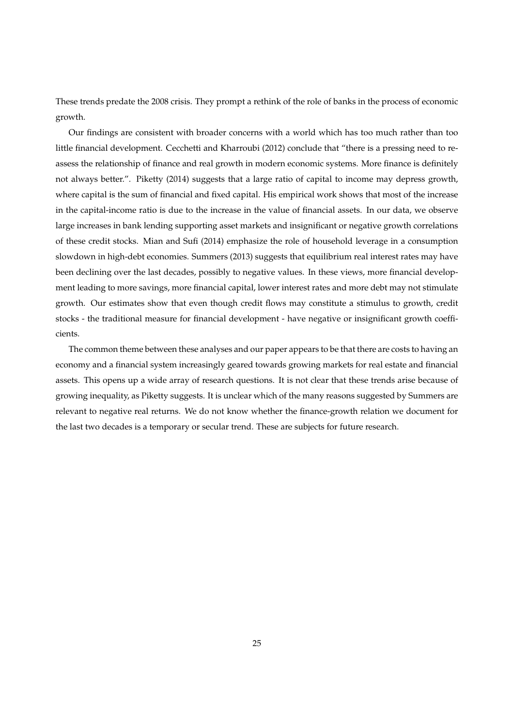These trends predate the 2008 crisis. They prompt a rethink of the role of banks in the process of economic growth.

Our findings are consistent with broader concerns with a world which has too much rather than too little financial development. Cecchetti and Kharroubi (2012) conclude that "there is a pressing need to reassess the relationship of finance and real growth in modern economic systems. More finance is definitely not always better.". Piketty (2014) suggests that a large ratio of capital to income may depress growth, where capital is the sum of financial and fixed capital. His empirical work shows that most of the increase in the capital-income ratio is due to the increase in the value of financial assets. In our data, we observe large increases in bank lending supporting asset markets and insignificant or negative growth correlations of these credit stocks. Mian and Sufi (2014) emphasize the role of household leverage in a consumption slowdown in high-debt economies. Summers (2013) suggests that equilibrium real interest rates may have been declining over the last decades, possibly to negative values. In these views, more financial development leading to more savings, more financial capital, lower interest rates and more debt may not stimulate growth. Our estimates show that even though credit flows may constitute a stimulus to growth, credit stocks - the traditional measure for financial development - have negative or insignificant growth coefficients.

The common theme between these analyses and our paper appears to be that there are costs to having an economy and a financial system increasingly geared towards growing markets for real estate and financial assets. This opens up a wide array of research questions. It is not clear that these trends arise because of growing inequality, as Piketty suggests. It is unclear which of the many reasons suggested by Summers are relevant to negative real returns. We do not know whether the finance-growth relation we document for the last two decades is a temporary or secular trend. These are subjects for future research.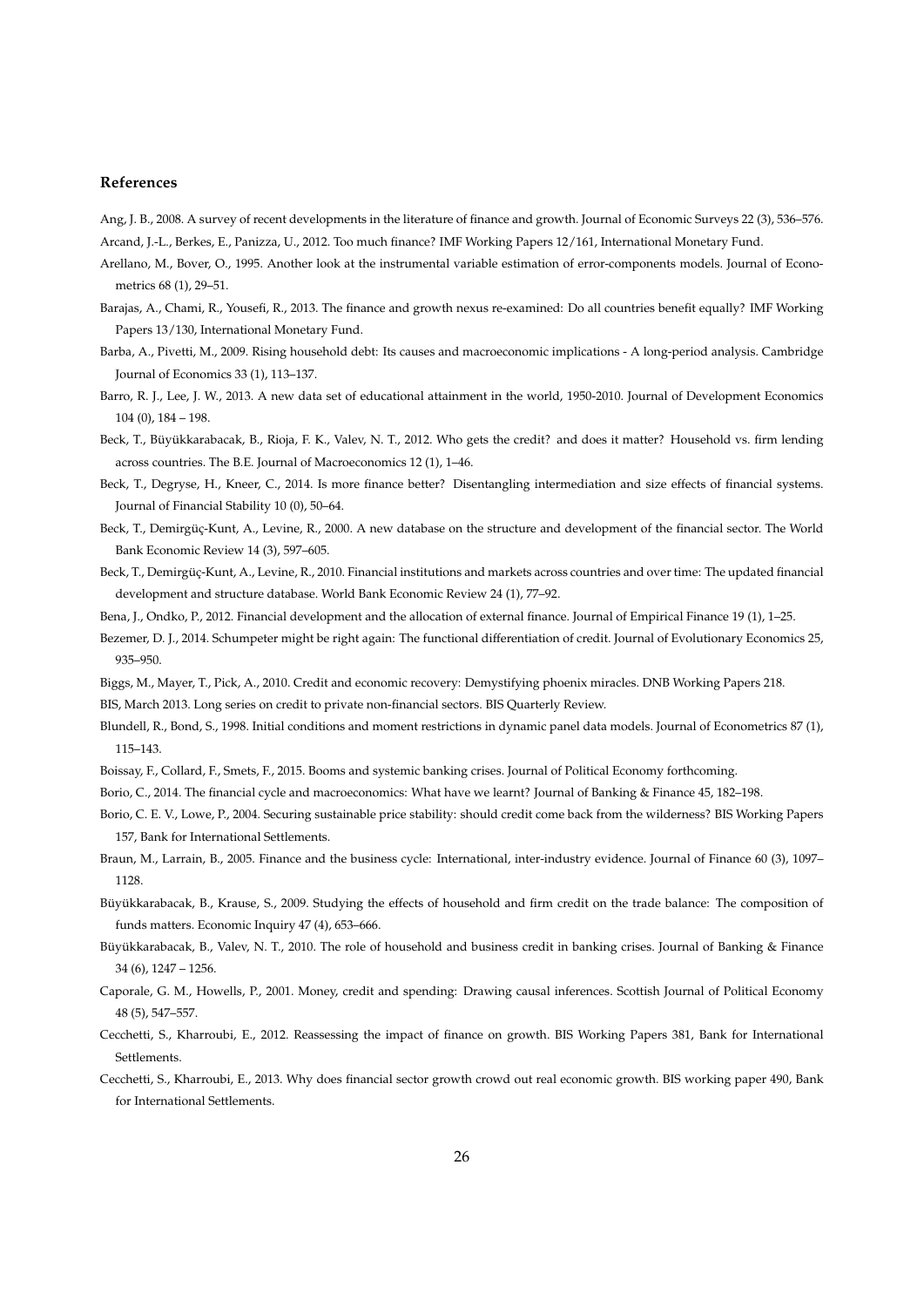## References

Ang, J. B., 2008. A survey of recent developments in the literature of finance and growth. Journal of Economic Surveys 22 (3), 536–576.

Arcand, J.-L., Berkes, E., Panizza, U., 2012. Too much finance? IMF Working Papers 12/161, International Monetary Fund.

Arellano, M., Bover, O., 1995. Another look at the instrumental variable estimation of error-components models. Journal of Econometrics 68 (1), 29–51.

Barajas, A., Chami, R., Yousefi, R., 2013. The finance and growth nexus re-examined: Do all countries benefit equally? IMF Working Papers 13/130, International Monetary Fund.

Barba, A., Pivetti, M., 2009. Rising household debt: Its causes and macroeconomic implications - A long-period analysis. Cambridge Journal of Economics 33 (1), 113–137.

Barro, R. J., Lee, J. W., 2013. A new data set of educational attainment in the world, 1950-2010. Journal of Development Economics 104 (0), 184 – 198.

Beck, T., Büyükkarabacak, B., Rioja, F. K., Valev, N. T., 2012. Who gets the credit? and does it matter? Household vs. firm lending across countries. The B.E. Journal of Macroeconomics 12 (1), 1–46.

Beck, T., Degryse, H., Kneer, C., 2014. Is more finance better? Disentangling intermediation and size effects of financial systems. Journal of Financial Stability 10 (0), 50–64.

Beck, T., Demirgüç-Kunt, A., Levine, R., 2000. A new database on the structure and development of the financial sector. The World Bank Economic Review 14 (3), 597–605.

Beck, T., Demirgüç-Kunt, A., Levine, R., 2010. Financial institutions and markets across countries and over time: The updated financial development and structure database. World Bank Economic Review 24 (1), 77–92.

Bena, J., Ondko, P., 2012. Financial development and the allocation of external finance. Journal of Empirical Finance 19 (1), 1–25.

Bezemer, D. J., 2014. Schumpeter might be right again: The functional differentiation of credit. Journal of Evolutionary Economics 25, 935–950.

Biggs, M., Mayer, T., Pick, A., 2010. Credit and economic recovery: Demystifying phoenix miracles. DNB Working Papers 218.

BIS, March 2013. Long series on credit to private non-financial sectors. BIS Quarterly Review.

Blundell, R., Bond, S., 1998. Initial conditions and moment restrictions in dynamic panel data models. Journal of Econometrics 87 (1), 115–143.

Boissay, F., Collard, F., Smets, F., 2015. Booms and systemic banking crises. Journal of Political Economy forthcoming.

Borio, C., 2014. The financial cycle and macroeconomics: What have we learnt? Journal of Banking & Finance 45, 182–198.

Borio, C. E. V., Lowe, P., 2004. Securing sustainable price stability: should credit come back from the wilderness? BIS Working Papers 157, Bank for International Settlements.

Braun, M., Larrain, B., 2005. Finance and the business cycle: International, inter-industry evidence. Journal of Finance 60 (3), 1097–1128.

Büyükkarabacak, B., Krause, S., 2009. Studying the effects of household and firm credit on the trade balance: The composition of funds matters. Economic Inquiry 47 (4), 653–666.

Büyükkarabacak, B., Valev, N. T., 2010. The role of household and business credit in banking crises. Journal of Banking & Finance 34 (6), 1247 – 1256.

Caporale, G. M., Howells, P., 2001. Money, credit and spending: Drawing causal inferences. Scottish Journal of Political Economy 48 (5), 547–557.

Cecchetti, S., Kharroubi, E., 2012. Reassessing the impact of finance on growth. BIS Working Papers 381, Bank for International Settlements.

Cecchetti, S., Kharroubi, E., 2013. Why does financial sector growth crowd out real economic growth. BIS working paper 490, Bank for International Settlements.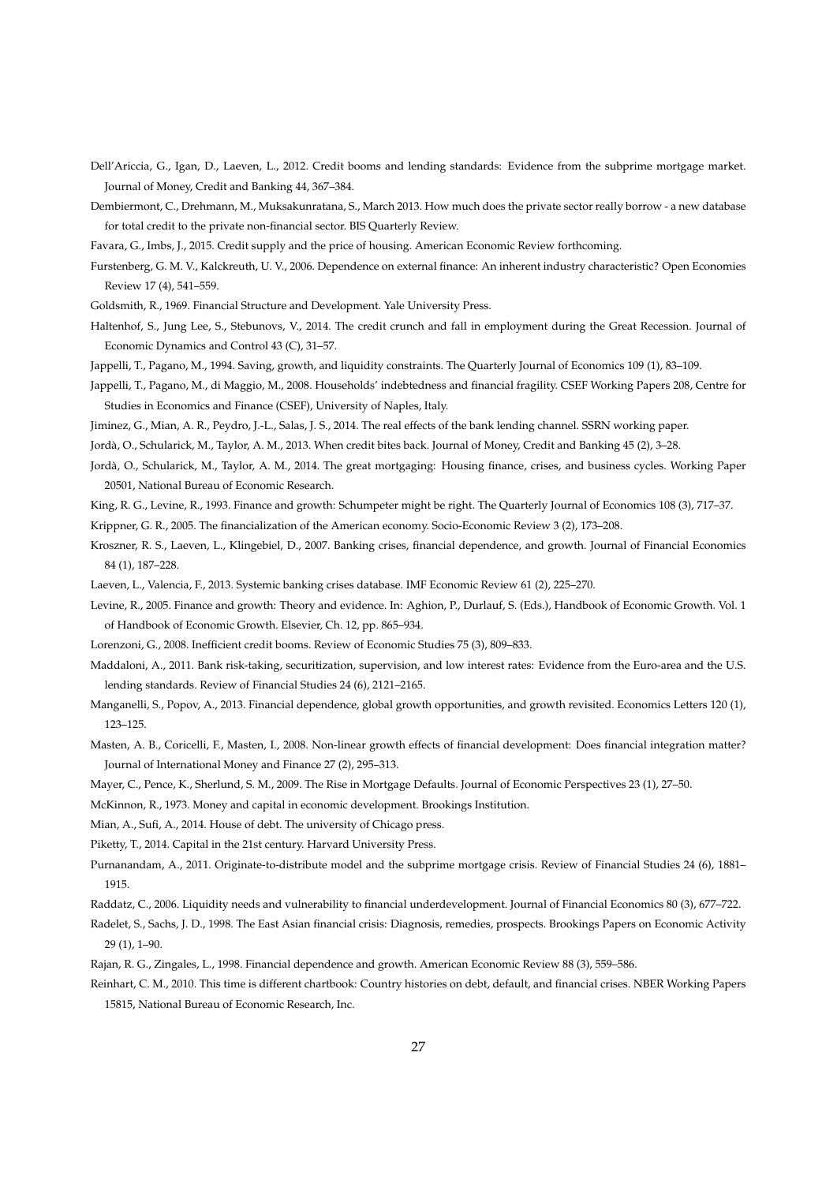Dell'Ariccia, G., Igan, D., Laeven, L., 2012. Credit booms and lending standards: Evidence from the subprime mortgage market. Journal of Money, Credit and Banking 44, 367–384.

Dembiermont, C., Drehmann, M., Muksakunratana, S., March 2013. How much does the private sector really borrow - a new database for total credit to the private non-financial sector. BIS Quarterly Review.

Favara, G., Imbs, J., 2015. Credit supply and the price of housing. American Economic Review forthcoming.

Furstenberg, G. M. V., Kalckreuth, U. V., 2006. Dependence on external finance: An inherent industry characteristic? Open Economies Review 17 (4), 541–559.

Goldsmith, R., 1969. Financial Structure and Development. Yale University Press.

Haltenhof, S., Jung Lee, S., Stebunovs, V., 2014. The credit crunch and fall in employment during the Great Recession. Journal of Economic Dynamics and Control 43 (C), 31–57.

Jappelli, T., Pagano, M., 1994. Saving, growth, and liquidity constraints. The Quarterly Journal of Economics 109 (1), 83–109.

Jappelli, T., Pagano, M., di Maggio, M., 2008. Households' indebtedness and financial fragility. CSEF Working Papers 208, Centre for Studies in Economics and Finance (CSEF), University of Naples, Italy.

Jiminez, G., Mian, A. R., Peydro, J.-L., Salas, J. S., 2014. The real effects of the bank lending channel. SSRN working paper.

Jordà, O., Schularick, M., Taylor, A. M., 2013. When credit bites back. Journal of Money, Credit and Banking 45 (2), 3–28.

Jordà, O., Schularick, M., Taylor, A. M., 2014. The great mortgaging: Housing finance, crises, and business cycles. Working Paper 20501, National Bureau of Economic Research.

King, R. G., Levine, R., 1993. Finance and growth: Schumpeter might be right. The Quarterly Journal of Economics 108 (3), 717–37.

Krippner, G. R., 2005. The financialization of the American economy. Socio-Economic Review 3 (2), 173–208.

Kroszner, R. S., Laeven, L., Klingebiel, D., 2007. Banking crises, financial dependence, and growth. Journal of Financial Economics 84 (1), 187–228.

Laeven, L., Valencia, F., 2013. Systemic banking crises database. IMF Economic Review 61 (2), 225–270.

Levine, R., 2005. Finance and growth: Theory and evidence. In: Aghion, P., Durlauf, S. (Eds.), Handbook of Economic Growth. Vol. 1 of Handbook of Economic Growth. Elsevier, Ch. 12, pp. 865–934.

Lorenzoni, G., 2008. Inefficient credit booms. Review of Economic Studies 75 (3), 809–833.

Maddaloni, A., 2011. Bank risk-taking, securitization, supervision, and low interest rates: Evidence from the Euro-area and the U.S. lending standards. Review of Financial Studies 24 (6), 2121–2165.

Manganelli, S., Popov, A., 2013. Financial dependence, global growth opportunities, and growth revisited. Economics Letters 120 (1), 123–125.

Masten, A. B., Coricelli, F., Masten, I., 2008. Non-linear growth effects of financial development: Does financial integration matter? Journal of International Money and Finance 27 (2), 295–313.

Mayer, C., Pence, K., Sherlund, S. M., 2009. The Rise in Mortgage Defaults. Journal of Economic Perspectives 23 (1), 27–50.

McKinnon, R., 1973. Money and capital in economic development. Brookings Institution.

Mian, A., Sufi, A., 2014. House of debt. The university of Chicago press.

Piketty, T., 2014. Capital in the 21st century. Harvard University Press.

Purnanandam, A., 2011. Originate-to-distribute model and the subprime mortgage crisis. Review of Financial Studies 24 (6), 1881–1915.

Raddatz, C., 2006. Liquidity needs and vulnerability to financial underdevelopment. Journal of Financial Economics 80 (3), 677–722.

Radelet, S., Sachs, J. D., 1998. The East Asian financial crisis: Diagnosis, remedies, prospects. Brookings Papers on Economic Activity 29 (1), 1–90.

Rajan, R. G., Zingales, L., 1998. Financial dependence and growth. American Economic Review 88 (3), 559–586.

Reinhart, C. M., 2010. This time is different chartbook: Country histories on debt, default, and financial crises. NBER Working Papers 15815, National Bureau of Economic Research, Inc.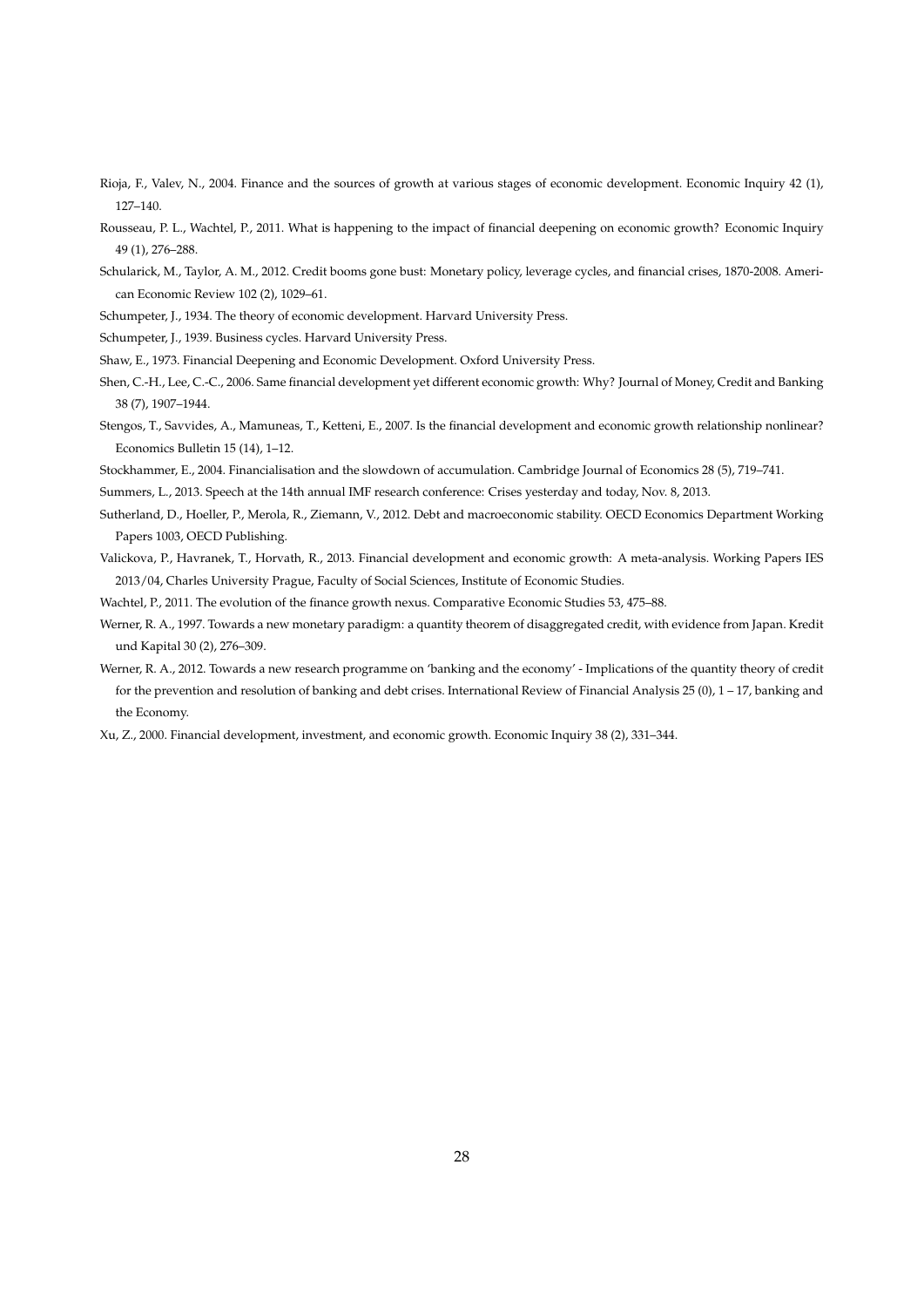Rioja, F., Valev, N., 2004. Finance and the sources of growth at various stages of economic development. Economic Inquiry 42 (1), 127–140.

Rousseau, P. L., Wachtel, P., 2011. What is happening to the impact of financial deepening on economic growth? Economic Inquiry 49 (1), 276–288.

Schularick, M., Taylor, A. M., 2012. Credit booms gone bust: Monetary policy, leverage cycles, and financial crises, 1870-2008. American Economic Review 102 (2), 1029–61.

Schumpeter, J., 1934. The theory of economic development. Harvard University Press.

Schumpeter, J., 1939. Business cycles. Harvard University Press.

Shaw, E., 1973. Financial Deepening and Economic Development. Oxford University Press.

Shen, C.-H., Lee, C.-C., 2006. Same financial development yet different economic growth: Why? Journal of Money, Credit and Banking 38 (7), 1907–1944.

Stengos, T., Savvides, A., Mamuneas, T., Ketteni, E., 2007. Is the financial development and economic growth relationship nonlinear? Economics Bulletin 15 (14), 1–12.

Stockhammer, E., 2004. Financialisation and the slowdown of accumulation. Cambridge Journal of Economics 28 (5), 719–741.

Summers, L., 2013. Speech at the 14th annual IMF research conference: Crises yesterday and today, Nov. 8, 2013.

Sutherland, D., Hoeller, P., Merola, R., Ziemann, V., 2012. Debt and macroeconomic stability. OECD Economics Department Working Papers 1003, OECD Publishing.

Valickova, P., Havranek, T., Horvath, R., 2013. Financial development and economic growth: A meta-analysis. Working Papers IES 2013/04, Charles University Prague, Faculty of Social Sciences, Institute of Economic Studies.

Wachtel, P., 2011. The evolution of the finance growth nexus. Comparative Economic Studies 53, 475–88.

Werner, R. A., 1997. Towards a new monetary paradigm: a quantity theorem of disaggregated credit, with evidence from Japan. Kredit und Kapital 30 (2), 276–309.

Werner, R. A., 2012. Towards a new research programme on 'banking and the economy' - Implications of the quantity theory of credit for the prevention and resolution of banking and debt crises. International Review of Financial Analysis 25 (0), 1 – 17, banking and the Economy.

Xu, Z., 2000. Financial development, investment, and economic growth. Economic Inquiry 38 (2), 331–344.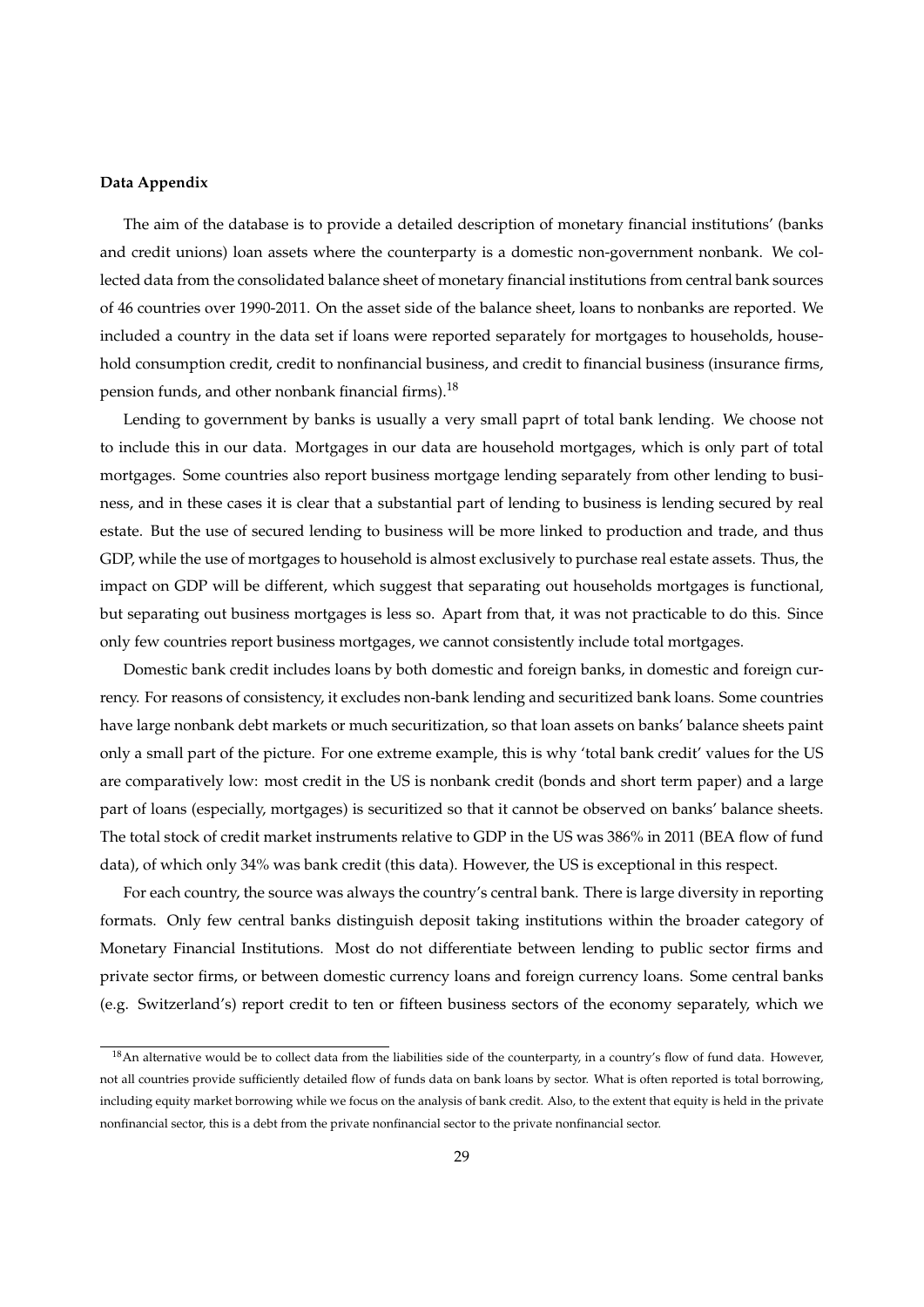**Data Appendix**

The aim of the database is to provide a detailed description of monetary financial institutions' (banks and credit unions) loan assets where the counterparty is a domestic non-government nonbank. We collected data from the consolidated balance sheet of monetary financial institutions from central bank sources of 46 countries over 1990-2011. On the asset side of the balance sheet, loans to nonbanks are reported. We included a country in the data set if loans were reported separately for mortgages to households, household consumption credit, credit to nonfinancial business, and credit to financial business (insurance firms, pension funds, and other nonbank financial firms).[18]

Lending to government by banks is usually a very small paprt of total bank lending. We choose not to include this in our data. Mortgages in our data are household mortgages, which is only part of total mortgages. Some countries also report business mortgage lending separately from other lending to business, and in these cases it is clear that a substantial part of lending to business is lending secured by real estate. But the use of secured lending to business will be more linked to production and trade, and thus GDP, while the use of mortgages to household is almost exclusively to purchase real estate assets. Thus, the impact on GDP will be different, which suggest that separating out households mortgages is functional, but separating out business mortgages is less so. Apart from that, it was not practicable to do this. Since only few countries report business mortgages, we cannot consistently include total mortgages.

Domestic bank credit includes loans by both domestic and foreign banks, in domestic and foreign currency. For reasons of consistency, it excludes non-bank lending and securitized bank loans. Some countries have large nonbank debt markets or much securitization, so that loan assets on banks' balance sheets paint only a small part of the picture. For one extreme example, this is why 'total bank credit' values for the US are comparatively low: most credit in the US is nonbank credit (bonds and short term paper) and a large part of loans (especially, mortgages) is securitized so that it cannot be observed on banks' balance sheets. The total stock of credit market instruments relative to GDP in the US was 386% in 2011 (BEA flow of fund data), of which only 34% was bank credit (this data). However, the US is exceptional in this respect.

For each country, the source was always the country's central bank. There is large diversity in reporting formats. Only few central banks distinguish deposit taking institutions within the broader category of Monetary Financial Institutions. Most do not differentiate between lending to public sector firms and private sector firms, or between domestic currency loans and foreign currency loans. Some central banks (e.g. Switzerland's) report credit to ten or fifteen business sectors of the economy separately, which we

[18] An alternative would be to collect data from the liabilities side of the counterparty, in a country's flow of fund data. However, not all countries provide sufficiently detailed flow of funds data on bank loans by sector. What is often reported is total borrowing, including equity market borrowing while we focus on the analysis of bank credit. Also, to the extent that equity is held in the private nonfinancial sector, this is a debt from the private nonfinancial sector to the private nonfinancial sector.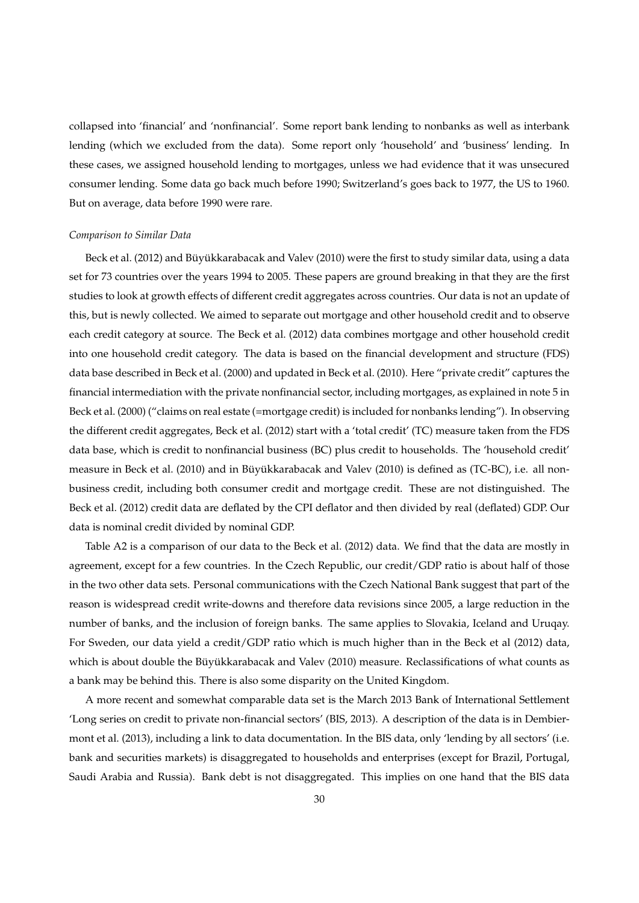collapsed into 'financial' and 'nonfinancial'. Some report bank lending to nonbanks as well as interbank lending (which we excluded from the data). Some report only 'household' and 'business' lending. In these cases, we assigned household lending to mortgages, unless we had evidence that it was unsecured consumer lending. Some data go back much before 1990; Switzerland's goes back to 1977, the US to 1960. But on average, data before 1990 were rare.

*Comparison to Similar Data*

Beck et al. (2012) and Büyükkarabacak and Valev (2010) were the first to study similar data, using a data set for 73 countries over the years 1994 to 2005. These papers are ground breaking in that they are the first studies to look at growth effects of different credit aggregates across countries. Our data is not an update of this, but is newly collected. We aimed to separate out mortgage and other household credit and to observe each credit category at source. The Beck et al. (2012) data combines mortgage and other household credit into one household credit category. The data is based on the financial development and structure (FDS) data base described in Beck et al. (2000) and updated in Beck et al. (2010). Here "private credit" captures the financial intermediation with the private nonfinancial sector, including mortgages, as explained in note 5 in Beck et al. (2000) ("claims on real estate (=mortgage credit) is included for nonbanks lending"). In observing the different credit aggregates, Beck et al. (2012) start with a 'total credit' (TC) measure taken from the FDS data base, which is credit to nonfinancial business (BC) plus credit to households. The 'household credit' measure in Beck et al. (2010) and in Büyükkarabacak and Valev (2010) is defined as (TC-BC), i.e. all non-business credit, including both consumer credit and mortgage credit. These are not distinguished. The Beck et al. (2012) credit data are deflated by the CPI deflator and then divided by real (deflated) GDP. Our data is nominal credit divided by nominal GDP.

Table A2 is a comparison of our data to the Beck et al. (2012) data. We find that the data are mostly in agreement, except for a few countries. In the Czech Republic, our credit/GDP ratio is about half of those in the two other data sets. Personal communications with the Czech National Bank suggest that part of the reason is widespread credit write-downs and therefore data revisions since 2005, a large reduction in the number of banks, and the inclusion of foreign banks. The same applies to Slovakia, Iceland and Uruqay. For Sweden, our data yield a credit/GDP ratio which is much higher than in the Beck et al (2012) data, which is about double the Büyükkarabacak and Valev (2010) measure. Reclassifications of what counts as a bank may be behind this. There is also some disparity on the United Kingdom.

A more recent and somewhat comparable data set is the March 2013 Bank of International Settlement 'Long series on credit to private non-financial sectors' (BIS, 2013). A description of the data is in Dembiermont et al. (2013), including a link to data documentation. In the BIS data, only 'lending by all sectors' (i.e. bank and securities markets) is disaggregated to households and enterprises (except for Brazil, Portugal, Saudi Arabia and Russia). Bank debt is not disaggregated. This implies on one hand that the BIS data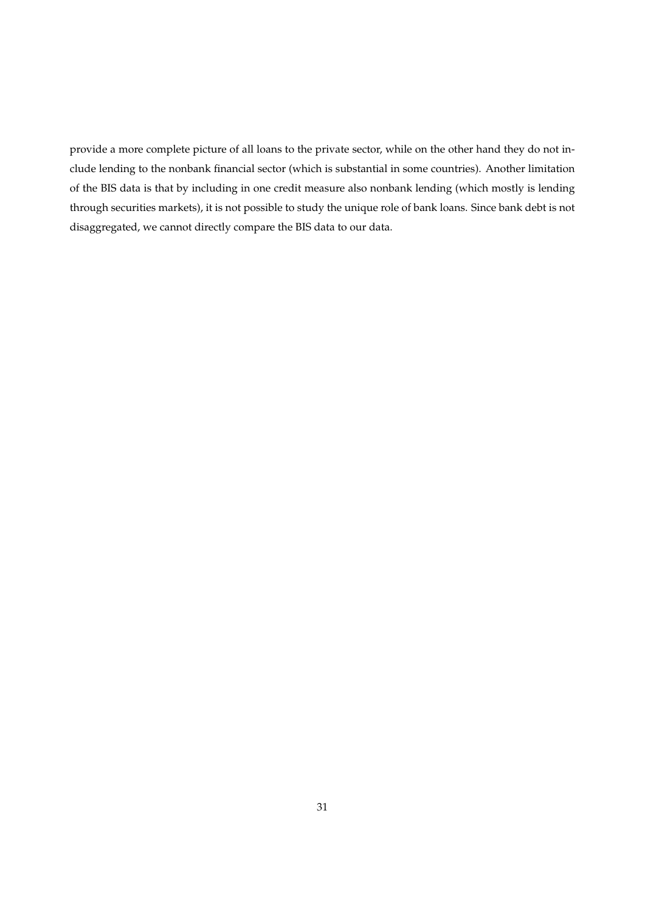provide a more complete picture of all loans to the private sector, while on the other hand they do not include lending to the nonbank financial sector (which is substantial in some countries). Another limitation of the BIS data is that by including in one credit measure also nonbank lending (which mostly is lending through securities markets), it is not possible to study the unique role of bank loans. Since bank debt is not disaggregated, we cannot directly compare the BIS data to our data.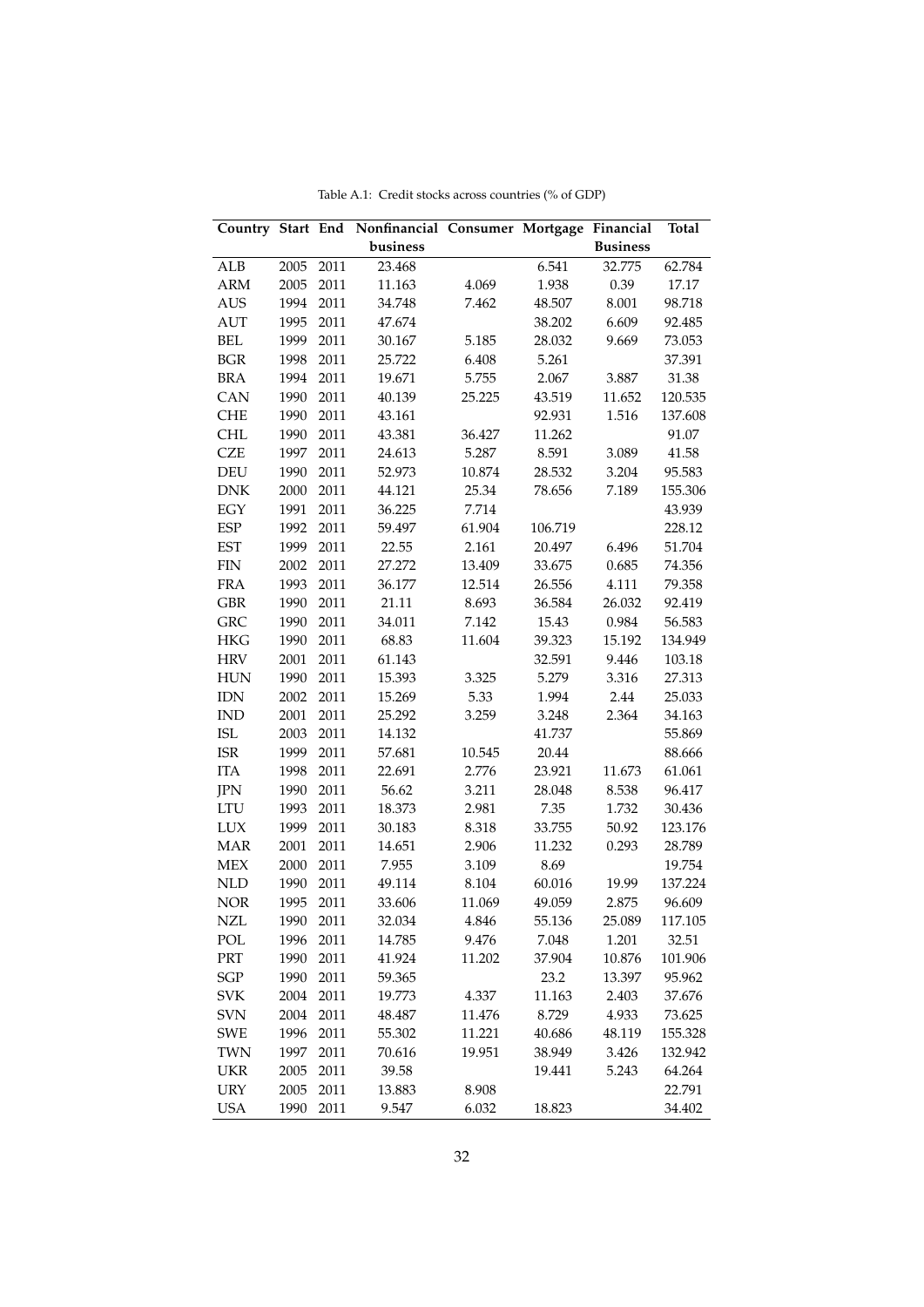Table A.1: Credit stocks across countries (% of GDP)

| Country | Start | End | Nonfinancial business | Consumer | Mortgage | Financial Business | Total |
|---|---|---|---|---|---|---|---|
| ALB | 2005 | 2011 | 23.468 | | 6.541 | 32.775 | 62.784 |
| ARM | 2005 | 2011 | 11.163 | 4.069 | 1.938 | 0.39 | 17.17 |
| AUS | 1994 | 2011 | 34.748 | 7.462 | 48.507 | 8.001 | 98.718 |
| AUT | 1995 | 2011 | 47.674 | | 38.202 | 6.609 | 92.485 |
| BEL | 1999 | 2011 | 30.167 | 5.185 | 28.032 | 9.669 | 73.053 |
| BGR | 1998 | 2011 | 25.722 | 6.408 | 5.261 | | 37.391 |
| BRA | 1994 | 2011 | 19.671 | 5.755 | 2.067 | 3.887 | 31.38 |
| CAN | 1990 | 2011 | 40.139 | 25.225 | 43.519 | 11.652 | 120.535 |
| CHE | 1990 | 2011 | 43.161 | | 92.931 | 1.516 | 137.608 |
| CHL | 1990 | 2011 | 43.381 | 36.427 | 11.262 | | 91.07 |
| CZE | 1997 | 2011 | 24.613 | 5.287 | 8.591 | 3.089 | 41.58 |
| DEU | 1990 | 2011 | 52.973 | 10.874 | 28.532 | 3.204 | 95.583 |
| DNK | 2000 | 2011 | 44.121 | 25.34 | 78.656 | 7.189 | 155.306 |
| EGY | 1991 | 2011 | 36.225 | 7.714 | | | 43.939 |
| ESP | 1992 | 2011 | 59.497 | 61.904 | 106.719 | | 228.12 |
| EST | 1999 | 2011 | 22.55 | 2.161 | 20.497 | 6.496 | 51.704 |
| FIN | 2002 | 2011 | 27.272 | 13.409 | 33.675 | 0.685 | 74.356 |
| FRA | 1993 | 2011 | 36.177 | 12.514 | 26.556 | 4.111 | 79.358 |
| GBR | 1990 | 2011 | 21.11 | 8.693 | 36.584 | 26.032 | 92.419 |
| GRC | 1990 | 2011 | 34.011 | 7.142 | 15.43 | 0.984 | 56.583 |
| HKG | 1990 | 2011 | 68.83 | 11.604 | 39.323 | 15.192 | 134.949 |
| HRV | 2001 | 2011 | 61.143 | | 32.591 | 9.446 | 103.18 |
| HUN | 1990 | 2011 | 15.393 | 3.325 | 5.279 | 3.316 | 27.313 |
| IDN | 2002 | 2011 | 15.269 | 5.33 | 1.994 | 2.44 | 25.033 |
| IND | 2001 | 2011 | 25.292 | 3.259 | 3.248 | 2.364 | 34.163 |
| ISL | 2003 | 2011 | 14.132 | | 41.737 | | 55.869 |
| ISR | 1999 | 2011 | 57.681 | 10.545 | 20.44 | | 88.666 |
| ITA | 1998 | 2011 | 22.691 | 2.776 | 23.921 | 11.673 | 61.061 |
| JPN | 1990 | 2011 | 56.62 | 3.211 | 28.048 | 8.538 | 96.417 |
| LTU | 1993 | 2011 | 18.373 | 2.981 | 7.35 | 1.732 | 30.436 |
| LUX | 1999 | 2011 | 30.183 | 8.318 | 33.755 | 50.92 | 123.176 |
| MAR | 2001 | 2011 | 14.651 | 2.906 | 11.232 | 0.293 | 28.789 |
| MEX | 2000 | 2011 | 7.955 | 3.109 | 8.69 | | 19.754 |
| NLD | 1990 | 2011 | 49.114 | 8.104 | 60.016 | 19.99 | 137.224 |
| NOR | 1995 | 2011 | 33.606 | 11.069 | 49.059 | 2.875 | 96.609 |
| NZL | 1990 | 2011 | 32.034 | 4.846 | 55.136 | 25.089 | 117.105 |
| POL | 1996 | 2011 | 14.785 | 9.476 | 7.048 | 1.201 | 32.51 |
| PRT | 1990 | 2011 | 41.924 | 11.202 | 37.904 | 10.876 | 101.906 |
| SGP | 1990 | 2011 | 59.365 | | 23.2 | 13.397 | 95.962 |
| SVK | 2004 | 2011 | 19.773 | 4.337 | 11.163 | 2.403 | 37.676 |
| SVN | 2004 | 2011 | 48.487 | 11.476 | 8.729 | 4.933 | 73.625 |
| SWE | 1996 | 2011 | 55.302 | 11.221 | 40.686 | 48.119 | 155.328 |
| TWN | 1997 | 2011 | 70.616 | 19.951 | 38.949 | 3.426 | 132.942 |
| UKR | 2005 | 2011 | 39.58 | | 19.441 | 5.243 | 64.264 |
| URY | 2005 | 2011 | 13.883 | 8.908 | | | 22.791 |
| USA | 1990 | 2011 | 9.547 | 6.032 | 18.823 | | 34.402 |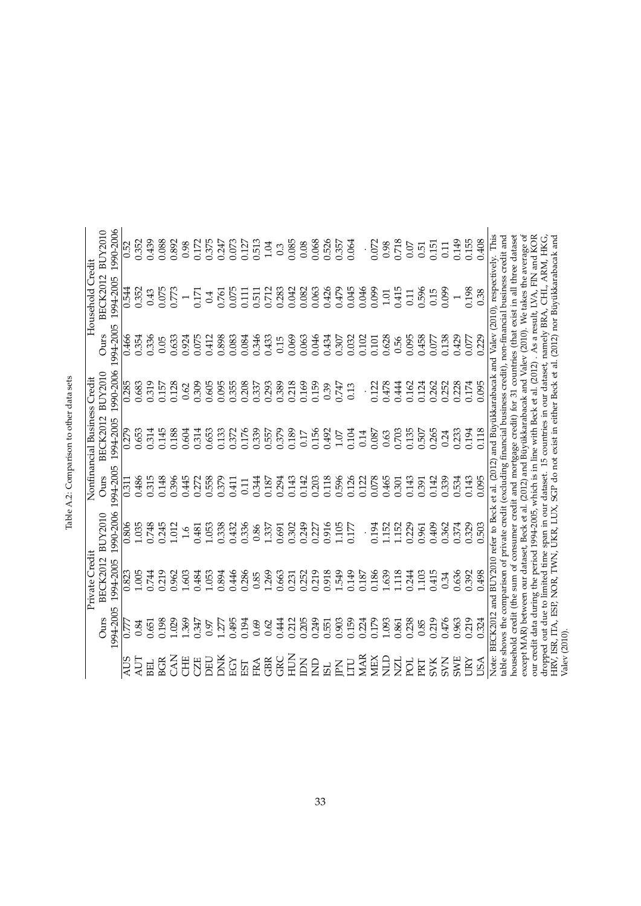Table A.2: Comparison to other data sets

| | Private Credit | | | Nonfinancial Business Credit | | | Household Credit | | |
|---|---|---|---|---|---|---|---|---|---|
| | Ours | BECK2012 | BUY2010 | Ours | BECK2012 | BUY2010 | Ours | BECK2012 | BUY2010 |
| | 1994-2005 | 1994-2005 | 1990-2006 | 1994-2005 | 1994-2005 | 1990-2006 | 1994-2005 | 1994-2005 | 1990-2006 |
| AUS | 0.777 | 0.823 | 0.806 | 0.311 | 0.279 | 0.285 | 0.466 | 0.544 | 0.52 |
| AUT | 0.84 | 1.005 | 1.035 | 0.486 | 0.653 | 0.683 | 0.354 | 0.352 | 0.352 |
| BEL | 0.651 | 0.744 | 0.748 | 0.315 | 0.314 | 0.319 | 0.336 | 0.43 | 0.439 |
| BGR | 0.198 | 0.219 | 0.245 | 0.148 | 0.145 | 0.157 | 0.05 | 0.075 | 0.088 |
| CAN | 1.029 | 0.962 | 1.012 | 0.396 | 0.188 | 0.128 | 0.633 | 0.773 | 0.892 |
| CHE | 1.369 | 1.603 | 1.6 | 0.445 | 0.604 | 0.62 | 0.924 | 1 | 0.98 |
| CZE | 0.347 | 0.484 | 0.481 | 0.272 | 0.314 | 0.309 | 0.075 | 0.171 | 0.172 |
| DEU | 0.97 | 1.053 | 1.053 | 0.558 | 0.653 | 0.605 | 0.412 | 0.4 | 0.375 |
| DNK | 1.277 | 0.894 | 0.338 | 0.379 | 0.133 | 0.095 | 0.898 | 0.761 | 0.247 |
| EGY | 0.495 | 0.446 | 0.432 | 0.411 | 0.372 | 0.355 | 0.083 | 0.075 | 0.073 |
| EST | 0.194 | 0.286 | 0.336 | 0.11 | 0.176 | 0.208 | 0.084 | 0.111 | 0.127 |
| FRA | 0.69 | 0.85 | 0.86 | 0.344 | 0.339 | 0.337 | 0.346 | 0.511 | 0.513 |
| GBR | 0.62 | 1.269 | 1.337 | 0.187 | 0.557 | 0.293 | 0.433 | 0.712 | 1.04 |
| GRC | 0.444 | 0.663 | 0.691 | 0.294 | 0.379 | 0.389 | 0.15 | 0.283 | 0.3 |
| HUN | 0.212 | 0.231 | 0.302 | 0.143 | 0.189 | 0.218 | 0.069 | 0.042 | 0.085 |
| IDN | 0.205 | 0.252 | 0.249 | 0.142 | 0.17 | 0.169 | 0.063 | 0.082 | 0.08 |
| IND | 0.249 | 0.219 | 0.227 | 0.203 | 0.156 | 0.159 | 0.046 | 0.063 | 0.068 |
| ISL | 0.551 | 0.918 | 0.916 | 0.118 | 0.492 | 0.39 | 0.434 | 0.426 | 0.526 |
| JPN | 0.903 | 1.549 | 1.105 | 0.596 | 1.07 | 0.747 | 0.307 | 0.479 | 0.357 |
| LTU | 0.159 | 0.149 | 0.177 | 0.126 | 0.104 | 0.13 | 0.032 | 0.045 | 0.064 |
| MAR | 0.224 | 0.187 | . | 0.122 | 0.14 | . | 0.102 | 0.046 | . |
| MEX | 0.179 | 0.186 | 0.194 | 0.078 | 0.087 | 0.122 | 0.101 | 0.099 | 0.072 |
| NLD | 1.093 | 1.639 | 1.152 | 0.465 | 0.63 | 0.478 | 0.628 | 1.01 | 0.98 |
| NZL | 0.861 | 1.118 | 1.152 | 0.301 | 0.703 | 0.444 | 0.56 | 0.415 | 0.718 |
| POL | 0.238 | 0.244 | 0.229 | 0.143 | 0.135 | 0.162 | 0.095 | 0.11 | 0.07 |
| PRT | 0.85 | 1.103 | 0.961 | 0.391 | 0.507 | 0.124 | 0.458 | 0.596 | 0.51 |
| SVK | 0.219 | 0.415 | 0.409 | 0.142 | 0.265 | 0.262 | 0.077 | 0.15 | 0.151 |
| SVN | 0.476 | 0.34 | 0.362 | 0.339 | 0.24 | 0.252 | 0.138 | 0.099 | 0.11 |
| SWE | 0.963 | 0.636 | 0.374 | 0.534 | 0.233 | 0.228 | 0.429 | 1 | 0.149 |
| URY | 0.219 | 0.392 | 0.329 | 0.143 | 0.194 | 0.174 | 0.077 | 0.198 | 0.155 |
| USA | 0.324 | 0.498 | 0.503 | 0.095 | 0.118 | 0.095 | 0.229 | 0.38 | 0.408 |

Note: BECK2012 and BUY2010 refer to Beck et al. (2012) and Büyükkarabacak and Valev (2010), respectively. This table shows the comparison of private credit (excluding financial business credit), non-financial business credit and household credit (the sum of consumer credit and mortgage credit) for 31 countries (that exist in all three dataset except MAR) between our dataset, Beck et al. (2012) and Büyükkarabacak and Valev (2010). We takes the average of our credit data during the period 1994-2005, which is in line with Beck et al. (2012) . As a result, LVA, FIN and KOR dropped out due to limited time span in our dataset. 15 countries in our dataset, namely BRA, CHL, ARM, HKG, HRV, ISR, ITA, ESP, NOR, TWN, UKR, LUX, SGP do not exist in either Beck et al. (2012) nor Büyükkarabacak and Valev (2010).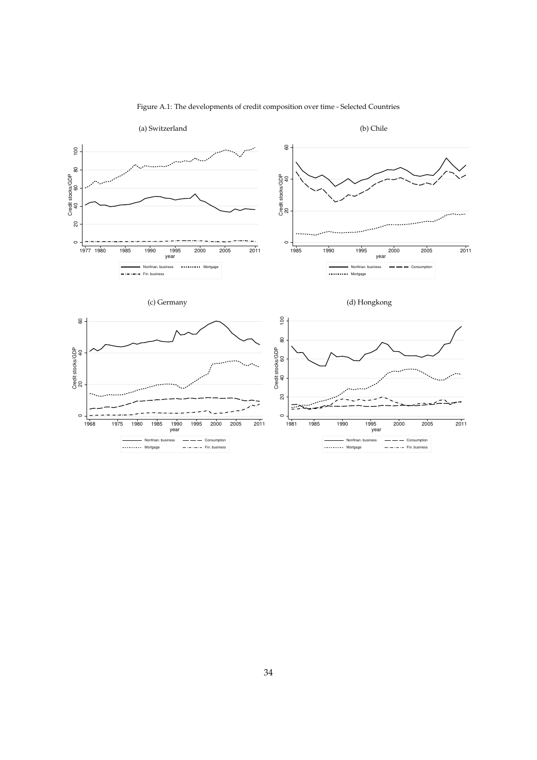Figure A.1: The developments of credit composition over time - Selected Countries

(a) Switzerland

(b) Chile

(c) Germany

(d) Hongkong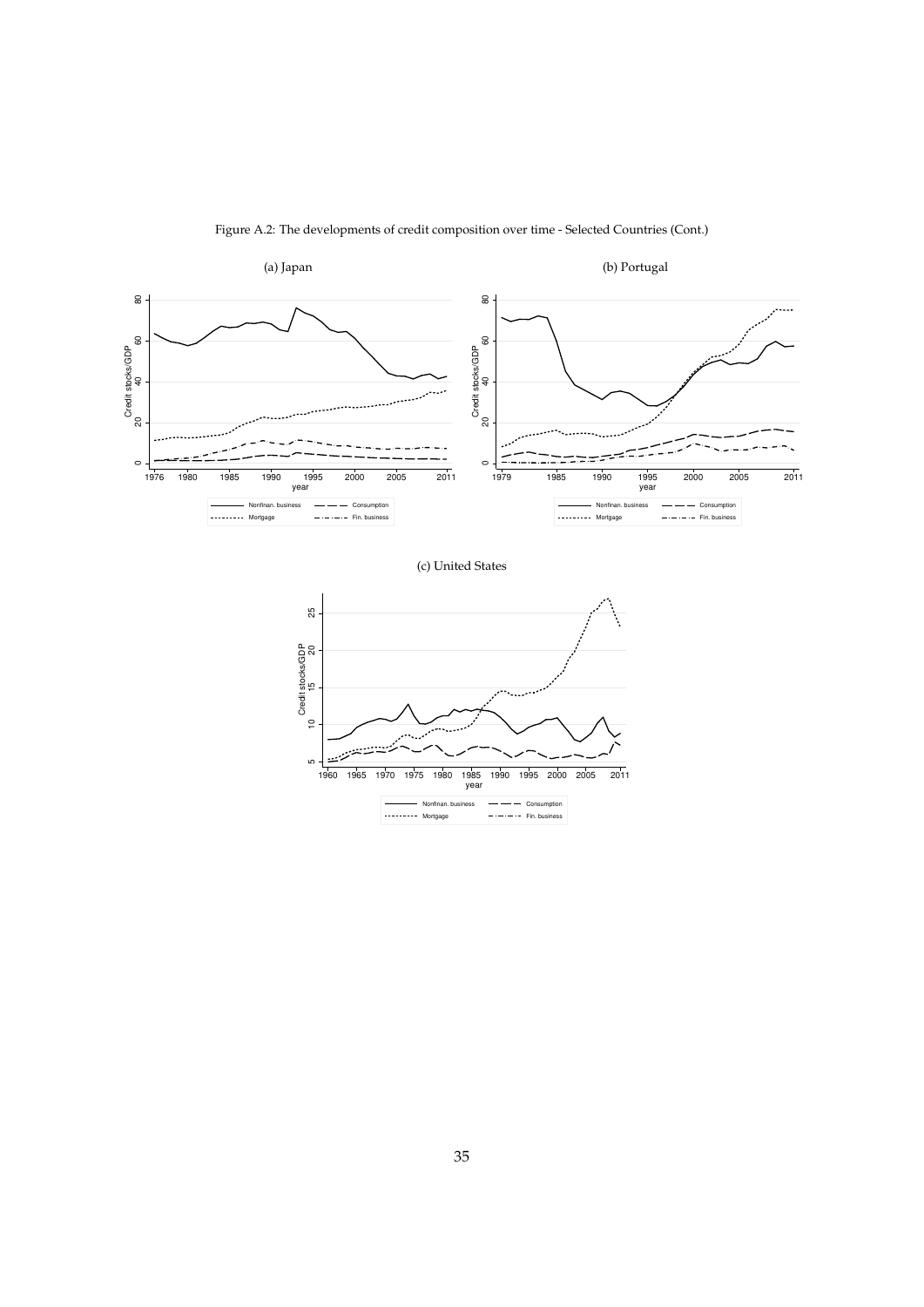Figure A.2: The developments of credit composition over time - Selected Countries (Cont.)

(a) Japan

(b) Portugal

(c) United States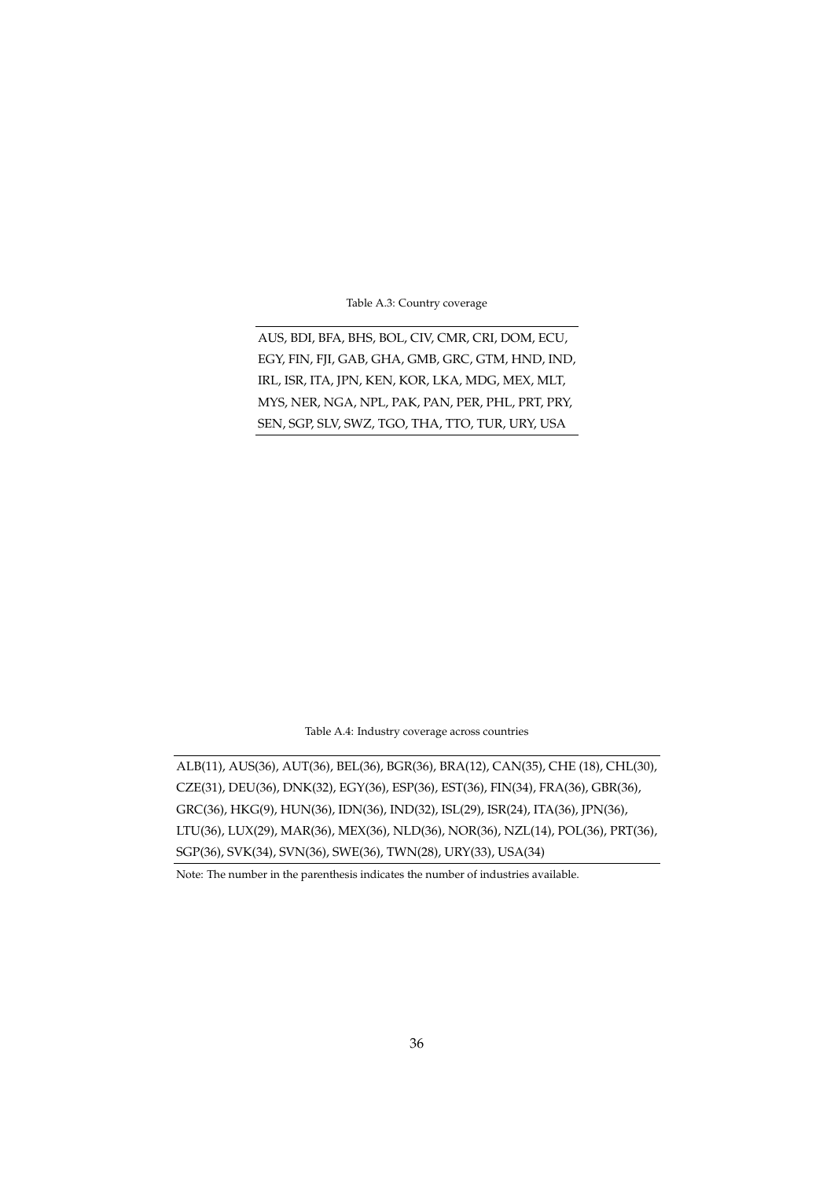Table A.3: Country coverage

| |
|---|
| AUS, BDI, BFA, BHS, BOL, CIV, CMR, CRI, DOM, ECU, |
| EGY, FIN, FJI, GAB, GHA, GMB, GRC, GTM, HND, IND, |
| IRL, ISR, ITA, JPN, KEN, KOR, LKA, MDG, MEX, MLT, |
| MYS, NER, NGA, NPL, PAK, PAN, PER, PHL, PRT, PRY, |
| SEN, SGP, SLV, SWZ, TGO, THA, TTO, TUR, URY, USA |

Table A.4: Industry coverage across countries

| |
|---|
| ALB(11), AUS(36), AUT(36), BEL(36), BGR(36), BRA(12), CAN(35), CHE (18), CHL(30), |
| CZE(31), DEU(36), DNK(32), EGY(36), ESP(36), EST(36), FIN(34), FRA(36), GBR(36), |
| GRC(36), HKG(9), HUN(36), IDN(36), IND(32), ISL(29), ISR(24), ITA(36), JPN(36), |
| LTU(36), LUX(29), MAR(36), MEX(36), NLD(36), NOR(36), NZL(14), POL(36), PRT(36), |
| SGP(36), SVK(34), SVN(36), SWE(36), TWN(28), URY(33), USA(34) |

Note: The number in the parenthesis indicates the number of industries available.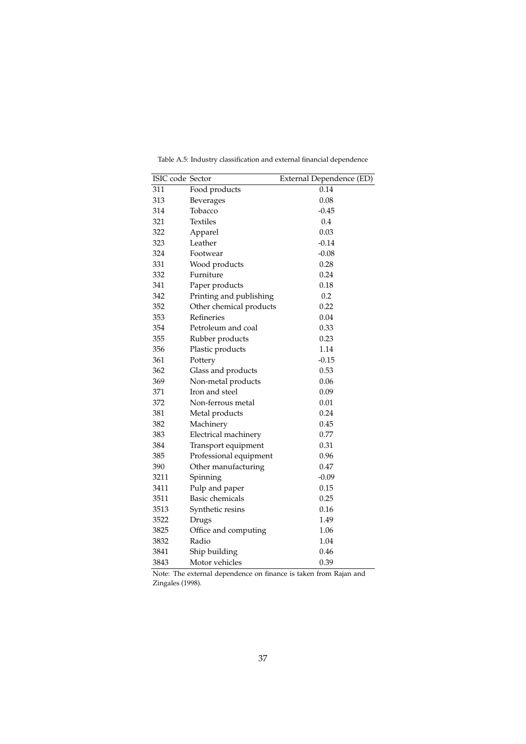Table A.5: Industry classification and external financial dependence

| ISIC code | Sector | External Dependence (ED) |
|---|---|---|
| 311 | Food products | 0.14 |
| 313 | Beverages | 0.08 |
| 314 | Tobacco | -0.45 |
| 321 | Textiles | 0.4 |
| 322 | Apparel | 0.03 |
| 323 | Leather | -0.14 |
| 324 | Footwear | -0.08 |
| 331 | Wood products | 0.28 |
| 332 | Furniture | 0.24 |
| 341 | Paper products | 0.18 |
| 342 | Printing and publishing | 0.2 |
| 352 | Other chemical products | 0.22 |
| 353 | Refineries | 0.04 |
| 354 | Petroleum and coal | 0.33 |
| 355 | Rubber products | 0.23 |
| 356 | Plastic products | 1.14 |
| 361 | Pottery | -0.15 |
| 362 | Glass and products | 0.53 |
| 369 | Non-metal products | 0.06 |
| 371 | Iron and steel | 0.09 |
| 372 | Non-ferrous metal | 0.01 |
| 381 | Metal products | 0.24 |
| 382 | Machinery | 0.45 |
| 383 | Electrical machinery | 0.77 |
| 384 | Transport equipment | 0.31 |
| 385 | Professional equipment | 0.96 |
| 390 | Other manufacturing | 0.47 |
| 3211 | Spinning | -0.09 |
| 3411 | Pulp and paper | 0.15 |
| 3511 | Basic chemicals | 0.25 |
| 3513 | Synthetic resins | 0.16 |
| 3522 | Drugs | 1.49 |
| 3825 | Office and computing | 1.06 |
| 3832 | Radio | 1.04 |
| 3841 | Ship building | 0.46 |
| 3843 | Motor vehicles | 0.39 |

Note: The external dependence on finance is taken from Rajan and Zingales (1998).